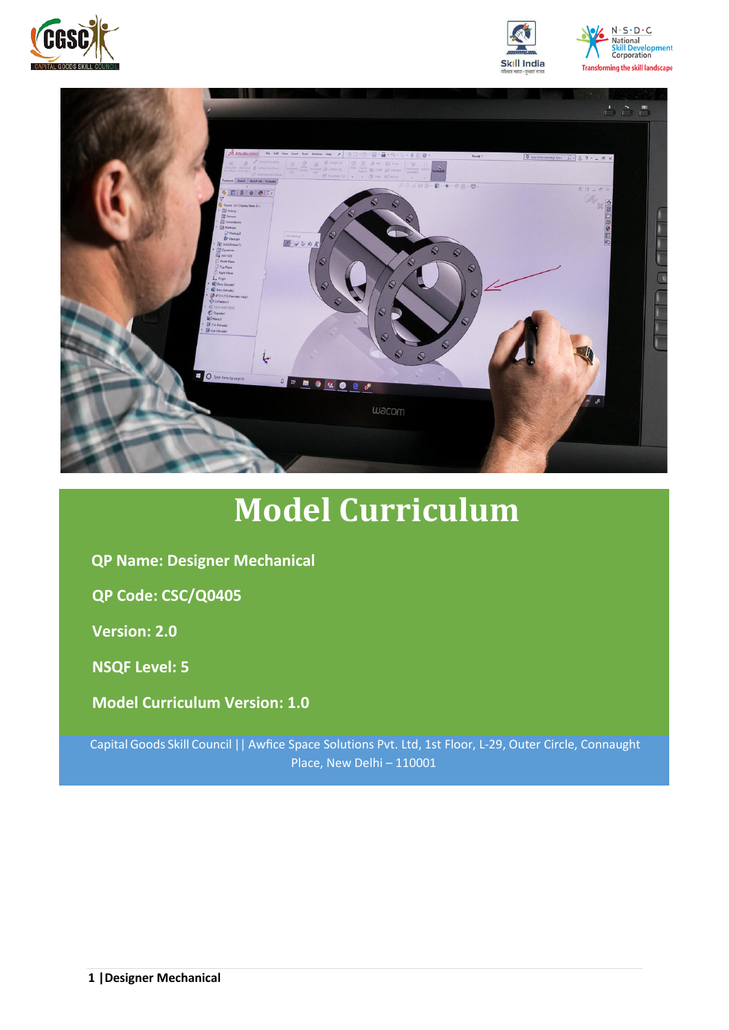# Model Curriculum

**QP Name: Designer Mechanical**

**QP Code: CSC/Q0405**

**Version: 2.0**

**NSQF Level: 5**

**Model Curriculum Version: 1.0**

Capital Goods Skill Council || Awfice Space Solutions Pvt. Ltd, 1st Floor, L-29, Outer Circle, Connaught Place, New Delhi – 110001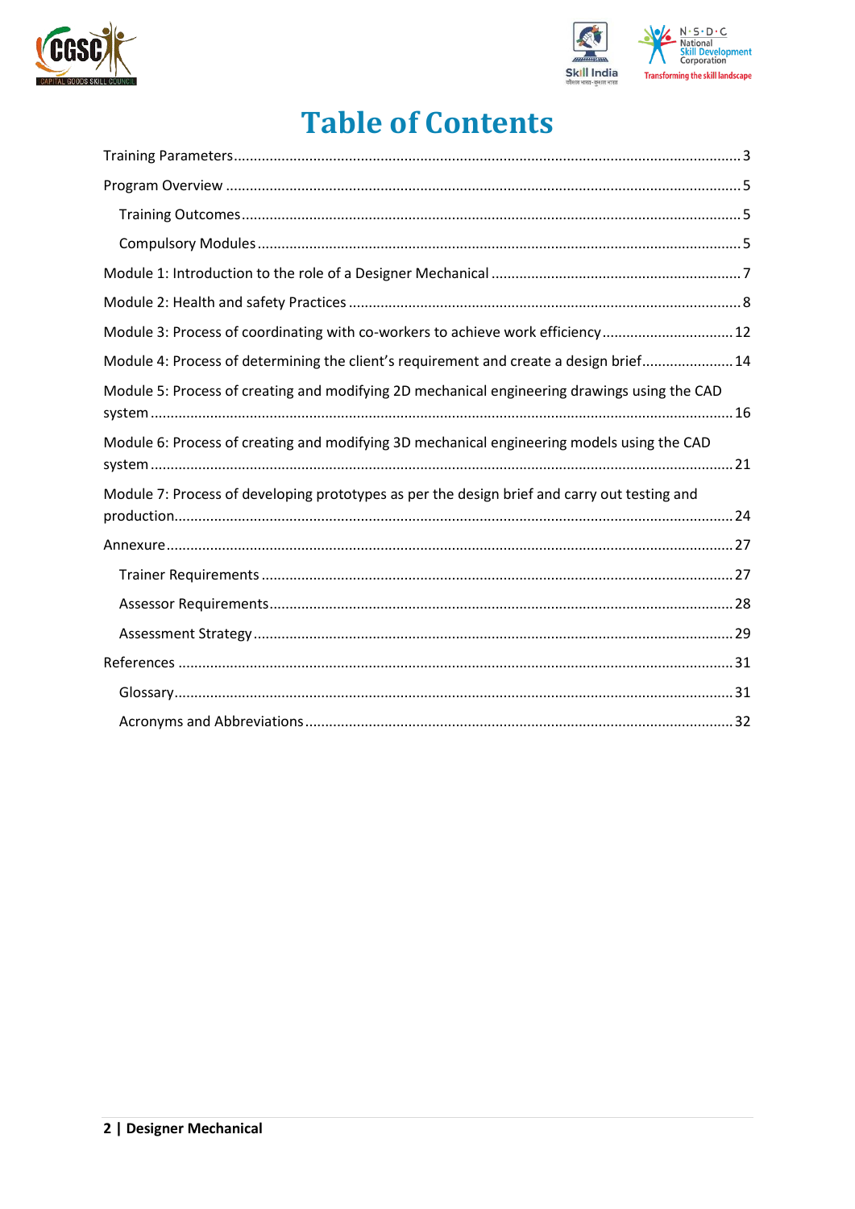# Table of Contents

Training Parameters .......... 3

Program Overview .......... 5

- Training Outcomes .......... 5
- Compulsory Modules .......... 5

Module 1: Introduction to the role of a Designer Mechanical .......... 7

Module 2: Health and safety Practices .......... 8

Module 3: Process of coordinating with co-workers to achieve work efficiency .......... 12

Module 4: Process of determining the client's requirement and create a design brief .......... 14

Module 5: Process of creating and modifying 2D mechanical engineering drawings using the CAD system .......... 16

Module 6: Process of creating and modifying 3D mechanical engineering models using the CAD system .......... 21

Module 7: Process of developing prototypes as per the design brief and carry out testing and production .......... 24

Annexure .......... 27

- Trainer Requirements .......... 27
- Assessor Requirements .......... 28
- Assessment Strategy .......... 29

References .......... 31

- Glossary .......... 31
- Acronyms and Abbreviations .......... 32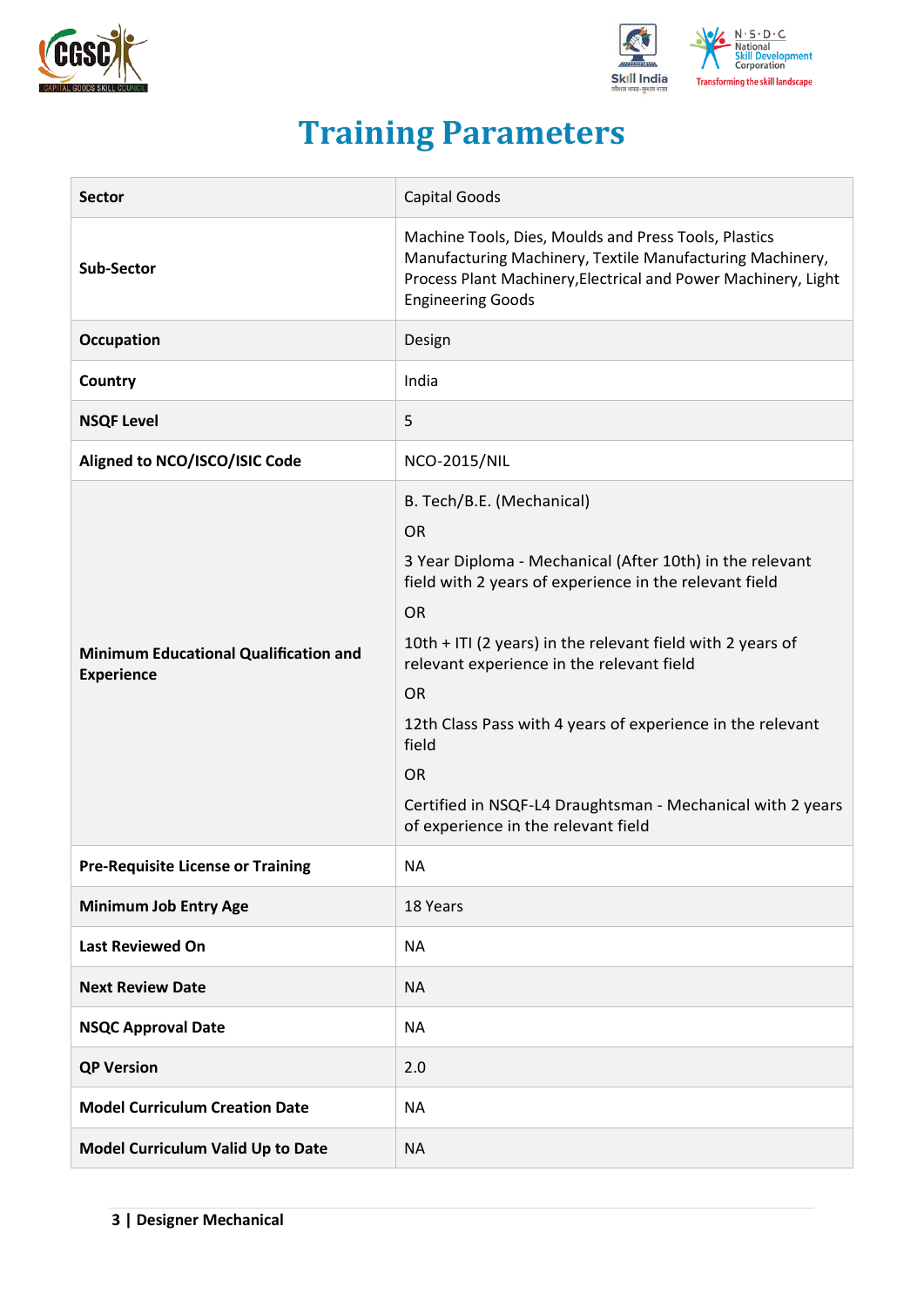# Training Parameters

| Sector | Capital Goods |
|---|---|
| Sub-Sector | Machine Tools, Dies, Moulds and Press Tools, Plastics Manufacturing Machinery, Textile Manufacturing Machinery, Process Plant Machinery,Electrical and Power Machinery, Light Engineering Goods |
| Occupation | Design |
| Country | India |
| NSQF Level | 5 |
| Aligned to NCO/ISCO/ISIC Code | NCO-2015/NIL |
| Minimum Educational Qualification and Experience | B. Tech/B.E. (Mechanical)<br>OR<br>3 Year Diploma - Mechanical (After 10th) in the relevant field with 2 years of experience in the relevant field<br>OR<br>10th + ITI (2 years) in the relevant field with 2 years of relevant experience in the relevant field<br>OR<br>12th Class Pass with 4 years of experience in the relevant field<br>OR<br>Certified in NSQF-L4 Draughtsman - Mechanical with 2 years of experience in the relevant field |
| Pre-Requisite License or Training | NA |
| Minimum Job Entry Age | 18 Years |
| Last Reviewed On | NA |
| Next Review Date | NA |
| NSQC Approval Date | NA |
| QP Version | 2.0 |
| Model Curriculum Creation Date | NA |
| Model Curriculum Valid Up to Date | NA |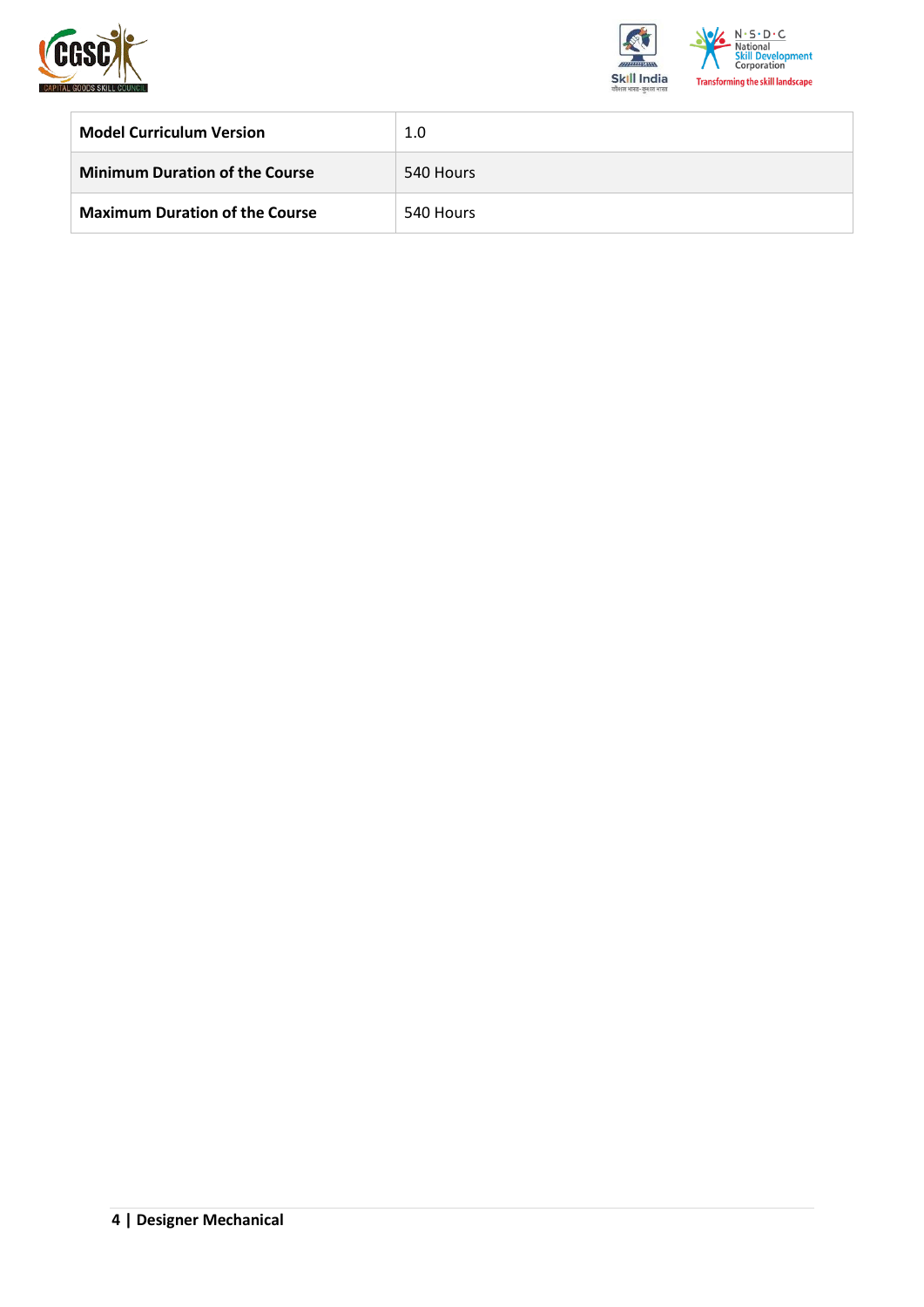| **Model Curriculum Version** | 1.0 |
| --- | --- |
| **Minimum Duration of the Course** | 540 Hours |
| **Maximum Duration of the Course** | 540 Hours |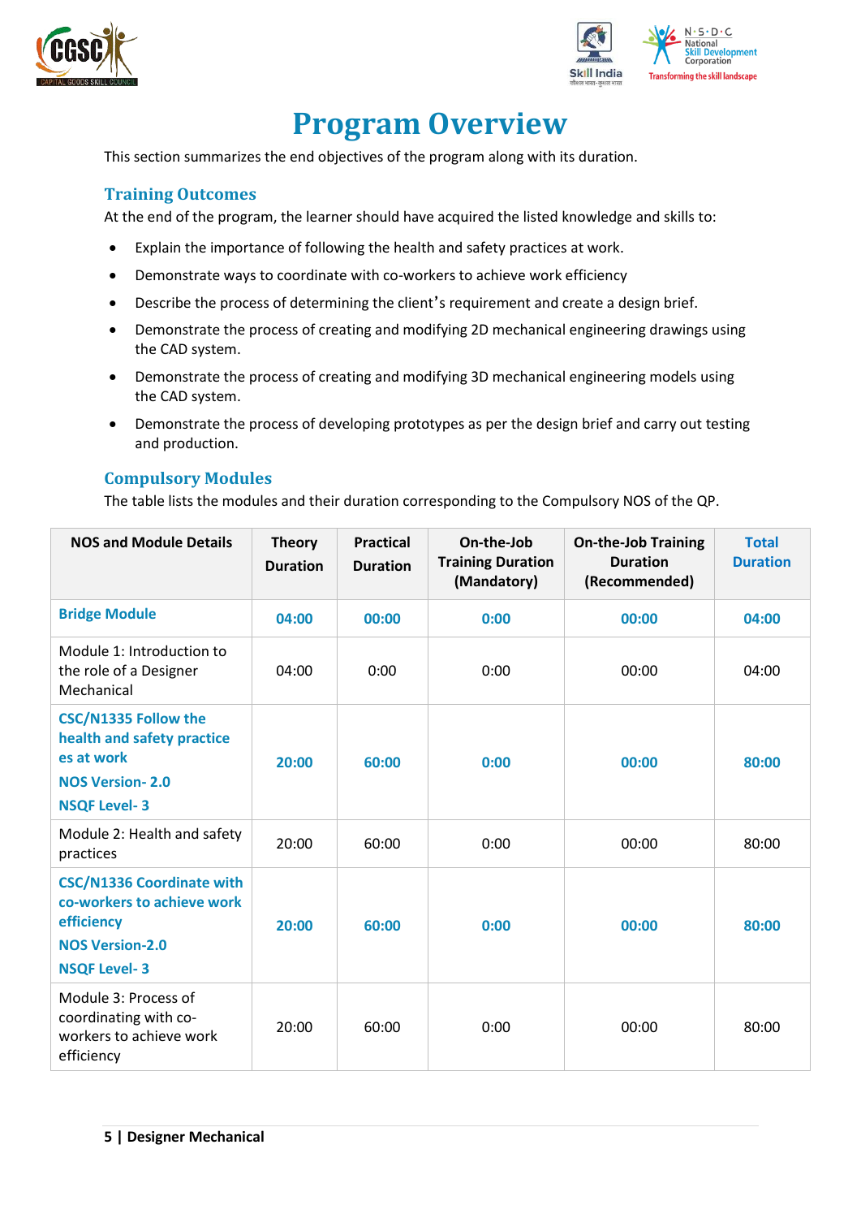# Program Overview

This section summarizes the end objectives of the program along with its duration.

## Training Outcomes

At the end of the program, the learner should have acquired the listed knowledge and skills to:

- Explain the importance of following the health and safety practices at work.
- Demonstrate ways to coordinate with co-workers to achieve work efficiency
- Describe the process of determining the client's requirement and create a design brief.
- Demonstrate the process of creating and modifying 2D mechanical engineering drawings using the CAD system.
- Demonstrate the process of creating and modifying 3D mechanical engineering models using the CAD system.
- Demonstrate the process of developing prototypes as per the design brief and carry out testing and production.

## Compulsory Modules

The table lists the modules and their duration corresponding to the Compulsory NOS of the QP.

| NOS and Module Details | Theory Duration | Practical Duration | On-the-Job Training Duration (Mandatory) | On-the-Job Training Duration (Recommended) | Total Duration |
|---|---|---|---|---|---|
| **Bridge Module** | **04:00** | **00:00** | **0:00** | **00:00** | **04:00** |
| Module 1: Introduction to the role of a Designer Mechanical | 04:00 | 0:00 | 0:00 | 00:00 | 04:00 |
| **CSC/N1335 Follow the health and safety practice es at work**<br>**NOS Version- 2.0**<br>**NSQF Level- 3** | **20:00** | **60:00** | **0:00** | **00:00** | **80:00** |
| Module 2: Health and safety practices | 20:00 | 60:00 | 0:00 | 00:00 | 80:00 |
| **CSC/N1336 Coordinate with co-workers to achieve work efficiency**<br>**NOS Version-2.0**<br>**NSQF Level- 3** | **20:00** | **60:00** | **0:00** | **00:00** | **80:00** |
| Module 3: Process of coordinating with co-workers to achieve work efficiency | 20:00 | 60:00 | 0:00 | 00:00 | 80:00 |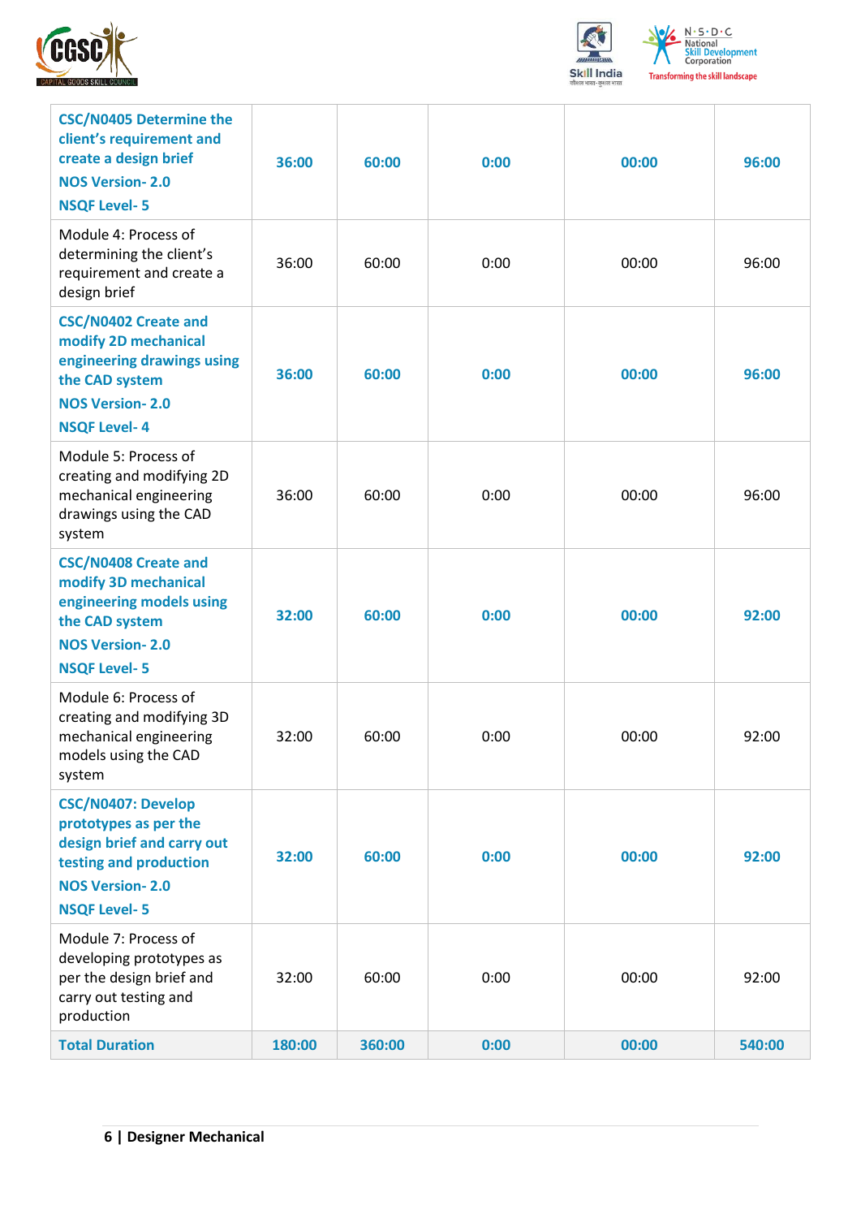| | | | | | |
|---|---|---|---|---|---|
| **CSC/N0405 Determine the client's requirement and create a design brief**<br>**NOS Version- 2.0**<br>**NSQF Level- 5** | **36:00** | **60:00** | **0:00** | **00:00** | **96:00** |
| Module 4: Process of determining the client's requirement and create a design brief | 36:00 | 60:00 | 0:00 | 00:00 | 96:00 |
| **CSC/N0402 Create and modify 2D mechanical engineering drawings using the CAD system**<br>**NOS Version- 2.0**<br>**NSQF Level- 4** | **36:00** | **60:00** | **0:00** | **00:00** | **96:00** |
| Module 5: Process of creating and modifying 2D mechanical engineering drawings using the CAD system | 36:00 | 60:00 | 0:00 | 00:00 | 96:00 |
| **CSC/N0408 Create and modify 3D mechanical engineering models using the CAD system**<br>**NOS Version- 2.0**<br>**NSQF Level- 5** | **32:00** | **60:00** | **0:00** | **00:00** | **92:00** |
| Module 6: Process of creating and modifying 3D mechanical engineering models using the CAD system | 32:00 | 60:00 | 0:00 | 00:00 | 92:00 |
| **CSC/N0407: Develop prototypes as per the design brief and carry out testing and production**<br>**NOS Version- 2.0**<br>**NSQF Level- 5** | **32:00** | **60:00** | **0:00** | **00:00** | **92:00** |
| Module 7: Process of developing prototypes as per the design brief and carry out testing and production | 32:00 | 60:00 | 0:00 | 00:00 | 92:00 |
| **Total Duration** | **180:00** | **360:00** | **0:00** | **00:00** | **540:00** |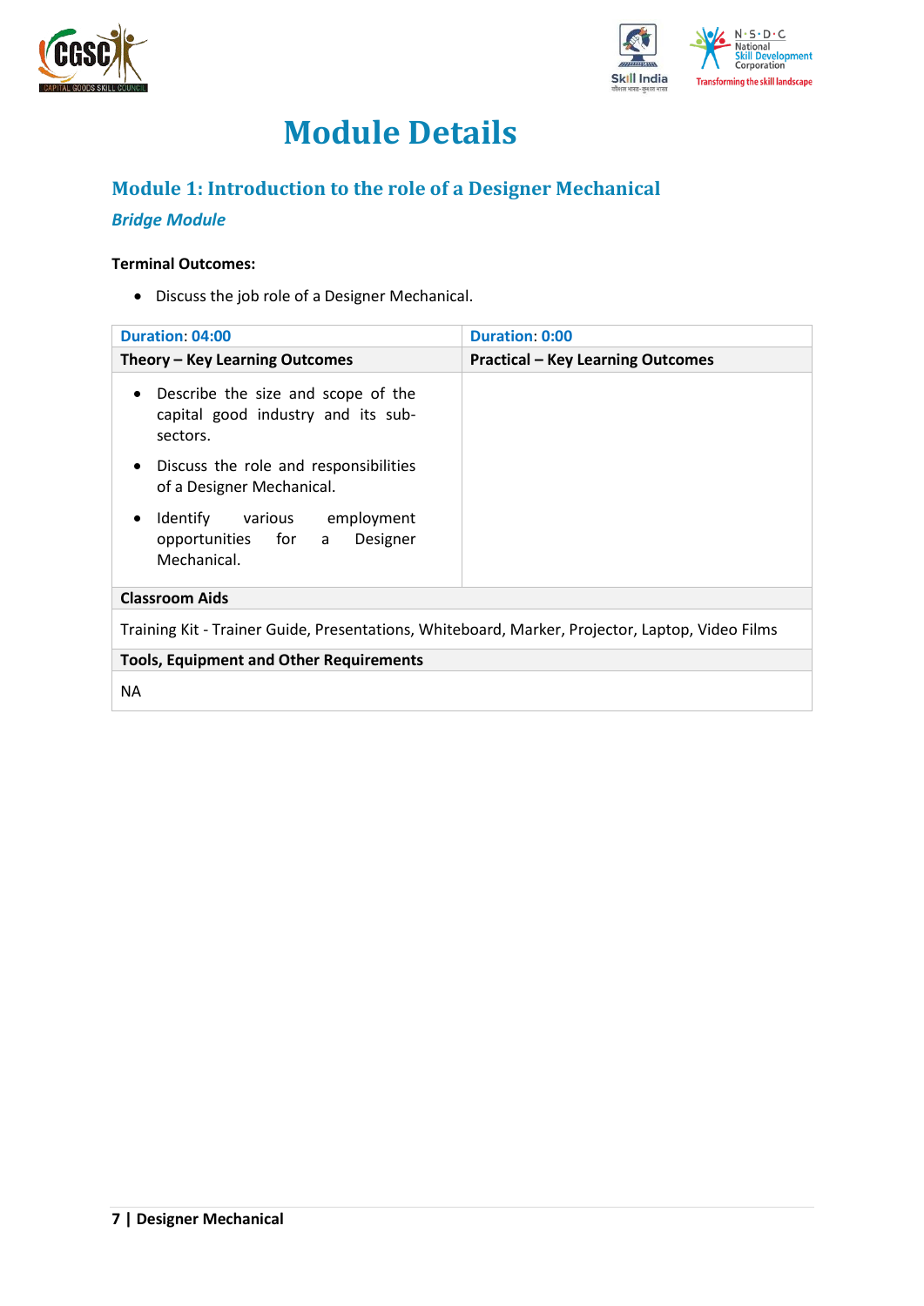# Module Details

## Module 1: Introduction to the role of a Designer Mechanical

### *Bridge Module*

**Terminal Outcomes:**

- Discuss the job role of a Designer Mechanical.

| Duration: 04:00 | Duration: 0:00 |
|---|---|
| **Theory – Key Learning Outcomes** | **Practical – Key Learning Outcomes** |
| • Describe the size and scope of the capital good industry and its sub-sectors.<br>• Discuss the role and responsibilities of a Designer Mechanical.<br>• Identify various employment opportunities for a Designer Mechanical. | |
| **Classroom Aids** | |
| Training Kit - Trainer Guide, Presentations, Whiteboard, Marker, Projector, Laptop, Video Films | |
| **Tools, Equipment and Other Requirements** | |
| NA | |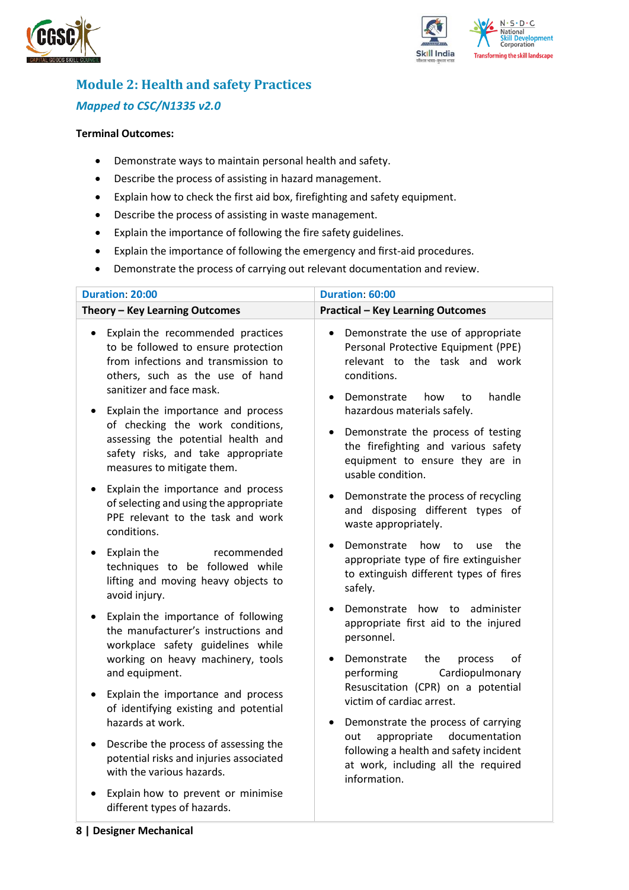## Module 2: Health and safety Practices

### *Mapped to CSC/N1335 v2.0*

**Terminal Outcomes:**

- Demonstrate ways to maintain personal health and safety.
- Describe the process of assisting in hazard management.
- Explain how to check the first aid box, firefighting and safety equipment.
- Describe the process of assisting in waste management.
- Explain the importance of following the fire safety guidelines.
- Explain the importance of following the emergency and first-aid procedures.
- Demonstrate the process of carrying out relevant documentation and review.

| Duration: 20:00 | Duration: 60:00 |
|---|---|
| **Theory – Key Learning Outcomes** | **Practical – Key Learning Outcomes** |
| • Explain the recommended practices to be followed to ensure protection from infections and transmission to others, such as the use of hand sanitizer and face mask.<br>• Explain the importance and process of checking the work conditions, assessing the potential health and safety risks, and take appropriate measures to mitigate them.<br>• Explain the importance and process of selecting and using the appropriate PPE relevant to the task and work conditions.<br>• Explain the recommended techniques to be followed while lifting and moving heavy objects to avoid injury.<br>• Explain the importance of following the manufacturer's instructions and workplace safety guidelines while working on heavy machinery, tools and equipment.<br>• Explain the importance and process of identifying existing and potential hazards at work.<br>• Describe the process of assessing the potential risks and injuries associated with the various hazards.<br>• Explain how to prevent or minimise different types of hazards. | • Demonstrate the use of appropriate Personal Protective Equipment (PPE) relevant to the task and work conditions.<br>• Demonstrate how to handle hazardous materials safely.<br>• Demonstrate the process of testing the firefighting and various safety equipment to ensure they are in usable condition.<br>• Demonstrate the process of recycling and disposing different types of waste appropriately.<br>• Demonstrate how to use the appropriate type of fire extinguisher to extinguish different types of fires safely.<br>• Demonstrate how to administer appropriate first aid to the injured personnel.<br>• Demonstrate the process of performing Cardiopulmonary Resuscitation (CPR) on a potential victim of cardiac arrest.<br>• Demonstrate the process of carrying out appropriate documentation following a health and safety incident at work, including all the required information. |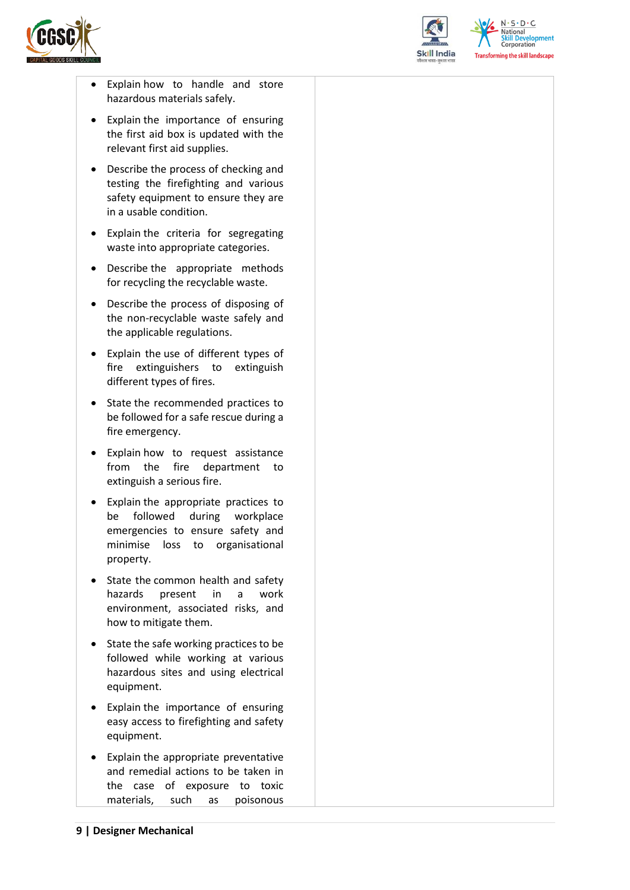| | |
|---|---|
| • Explain how to handle and store hazardous materials safely.<br>• Explain the importance of ensuring the first aid box is updated with the relevant first aid supplies.<br>• Describe the process of checking and testing the firefighting and various safety equipment to ensure they are in a usable condition.<br>• Explain the criteria for segregating waste into appropriate categories.<br>• Describe the appropriate methods for recycling the recyclable waste.<br>• Describe the process of disposing of the non-recyclable waste safely and the applicable regulations.<br>• Explain the use of different types of fire extinguishers to extinguish different types of fires.<br>• State the recommended practices to be followed for a safe rescue during a fire emergency.<br>• Explain how to request assistance from the fire department to extinguish a serious fire.<br>• Explain the appropriate practices to be followed during workplace emergencies to ensure safety and minimise loss to organisational property.<br>• State the common health and safety hazards present in a work environment, associated risks, and how to mitigate them.<br>• State the safe working practices to be followed while working at various hazardous sites and using electrical equipment.<br>• Explain the importance of ensuring easy access to firefighting and safety equipment.<br>• Explain the appropriate preventative and remedial actions to be taken in the case of exposure to toxic materials, such as poisonous | |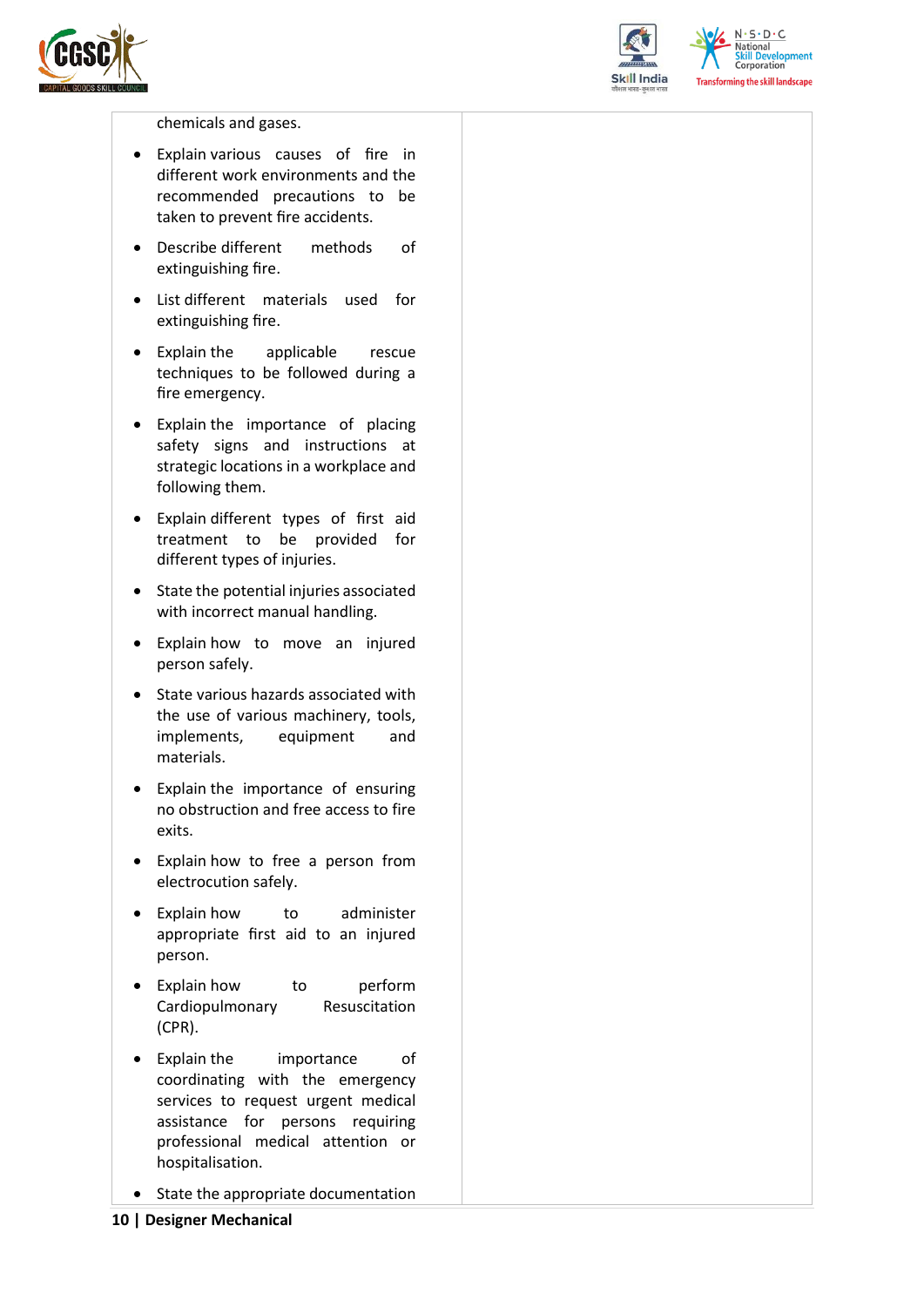| | |
|---|---|
| chemicals and gases.<br>• Explain various causes of fire in different work environments and the recommended precautions to be taken to prevent fire accidents.<br>• Describe different methods of extinguishing fire.<br>• List different materials used for extinguishing fire.<br>• Explain the applicable rescue techniques to be followed during a fire emergency.<br>• Explain the importance of placing safety signs and instructions at strategic locations in a workplace and following them.<br>• Explain different types of first aid treatment to be provided for different types of injuries.<br>• State the potential injuries associated with incorrect manual handling.<br>• Explain how to move an injured person safely.<br>• State various hazards associated with the use of various machinery, tools, implements, equipment and materials.<br>• Explain the importance of ensuring no obstruction and free access to fire exits.<br>• Explain how to free a person from electrocution safely.<br>• Explain how to administer appropriate first aid to an injured person.<br>• Explain how to perform Cardiopulmonary Resuscitation (CPR).<br>• Explain the importance of coordinating with the emergency services to request urgent medical assistance for persons requiring professional medical attention or hospitalisation.<br>• State the appropriate documentation | |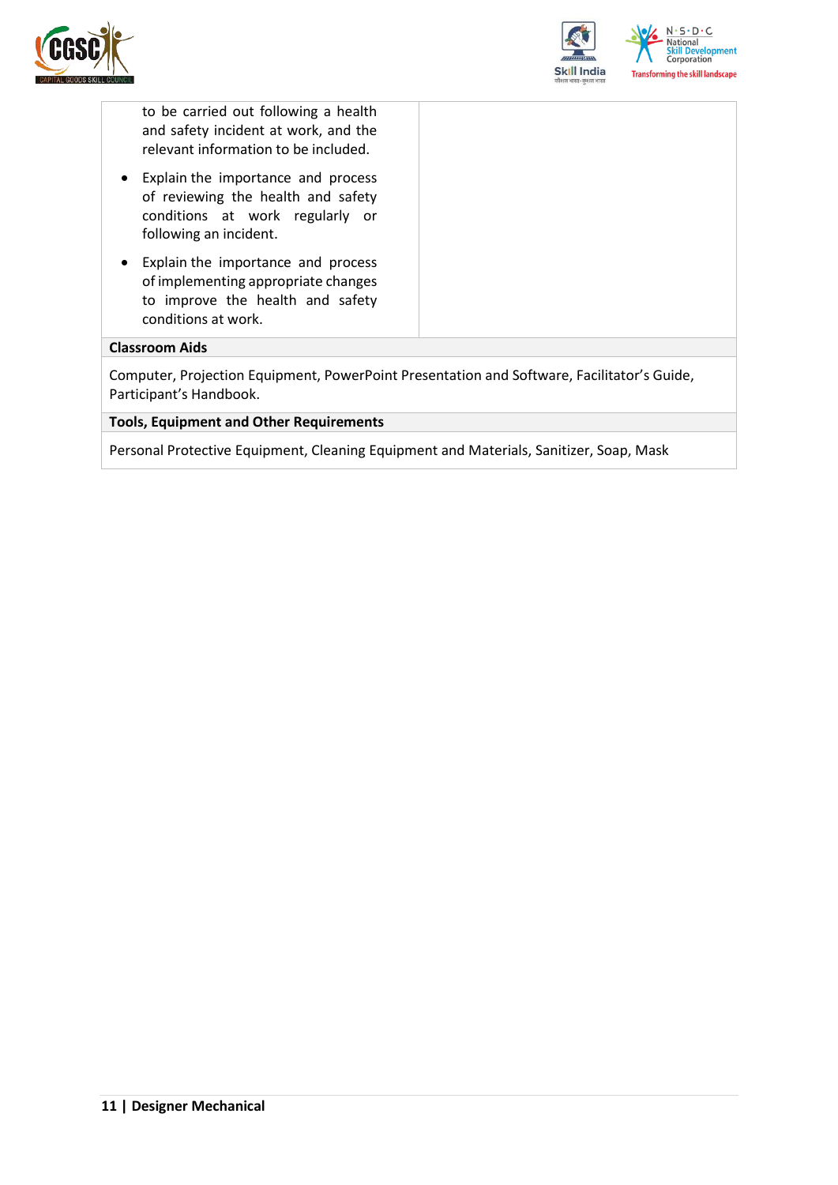| | |
|---|---|
| to be carried out following a health and safety incident at work, and the relevant information to be included.<br>• Explain the importance and process of reviewing the health and safety conditions at work regularly or following an incident.<br>• Explain the importance and process of implementing appropriate changes to improve the health and safety conditions at work. | |

| Classroom Aids |
|---|
| Computer, Projection Equipment, PowerPoint Presentation and Software, Facilitator's Guide, Participant's Handbook. |

| Tools, Equipment and Other Requirements |
|---|
| Personal Protective Equipment, Cleaning Equipment and Materials, Sanitizer, Soap, Mask |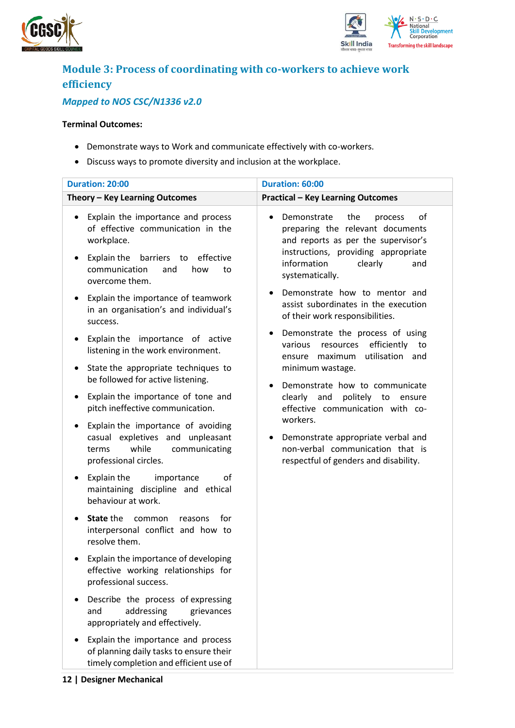## Module 3: Process of coordinating with co-workers to achieve work efficiency

### *Mapped to NOS CSC/N1336 v2.0*

**Terminal Outcomes:**

- Demonstrate ways to Work and communicate effectively with co-workers.
- Discuss ways to promote diversity and inclusion at the workplace.

| Duration: 20:00 | Duration: 60:00 |
|---|---|
| **Theory – Key Learning Outcomes** | **Practical – Key Learning Outcomes** |
| • Explain the importance and process of effective communication in the workplace.<br>• Explain the barriers to effective communication and how to overcome them.<br>• Explain the importance of teamwork in an organisation's and individual's success.<br>• Explain the importance of active listening in the work environment.<br>• State the appropriate techniques to be followed for active listening.<br>• Explain the importance of tone and pitch ineffective communication.<br>• Explain the importance of avoiding casual expletives and unpleasant terms while communicating professional circles.<br>• Explain the importance of maintaining discipline and ethical behaviour at work.<br>• **State** the common reasons for interpersonal conflict and how to resolve them.<br>• Explain the importance of developing effective working relationships for professional success.<br>• Describe the process of expressing and addressing grievances appropriately and effectively.<br>• Explain the importance and process of planning daily tasks to ensure their timely completion and efficient use of | • Demonstrate the process of preparing the relevant documents and reports as per the supervisor's instructions, providing appropriate information clearly and systematically.<br>• Demonstrate how to mentor and assist subordinates in the execution of their work responsibilities.<br>• Demonstrate the process of using various resources efficiently to ensure maximum utilisation and minimum wastage.<br>• Demonstrate how to communicate clearly and politely to ensure effective communication with co-workers.<br>• Demonstrate appropriate verbal and non-verbal communication that is respectful of genders and disability. |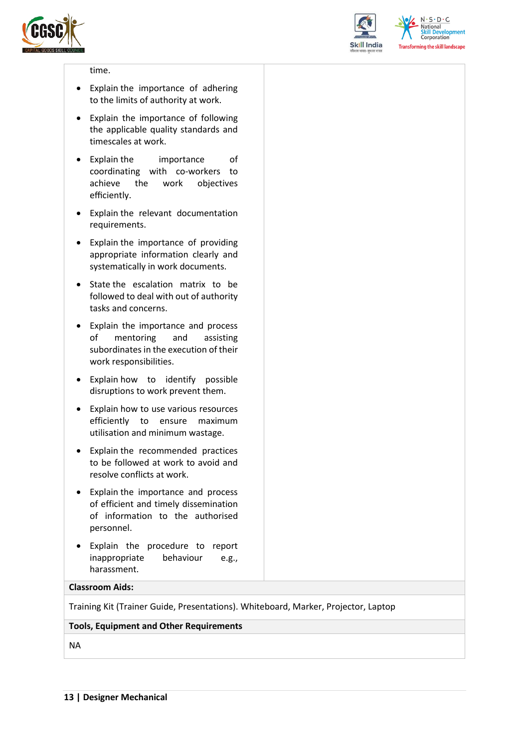| | |
|---|---|
| time.<br><br>• Explain the importance of adhering to the limits of authority at work.<br>• Explain the importance of following the applicable quality standards and timescales at work.<br>• Explain the importance of coordinating with co-workers to achieve the work objectives efficiently.<br>• Explain the relevant documentation requirements.<br>• Explain the importance of providing appropriate information clearly and systematically in work documents.<br>• State the escalation matrix to be followed to deal with out of authority tasks and concerns.<br>• Explain the importance and process of mentoring and assisting subordinates in the execution of their work responsibilities.<br>• Explain how to identify possible disruptions to work prevent them.<br>• Explain how to use various resources efficiently to ensure maximum utilisation and minimum wastage.<br>• Explain the recommended practices to be followed at work to avoid and resolve conflicts at work.<br>• Explain the importance and process of efficient and timely dissemination of information to the authorised personnel.<br>• Explain the procedure to report inappropriate behaviour e.g., harassment. | |
| **Classroom Aids:** | |
| Training Kit (Trainer Guide, Presentations). Whiteboard, Marker, Projector, Laptop | |
| **Tools, Equipment and Other Requirements** | |
| NA | |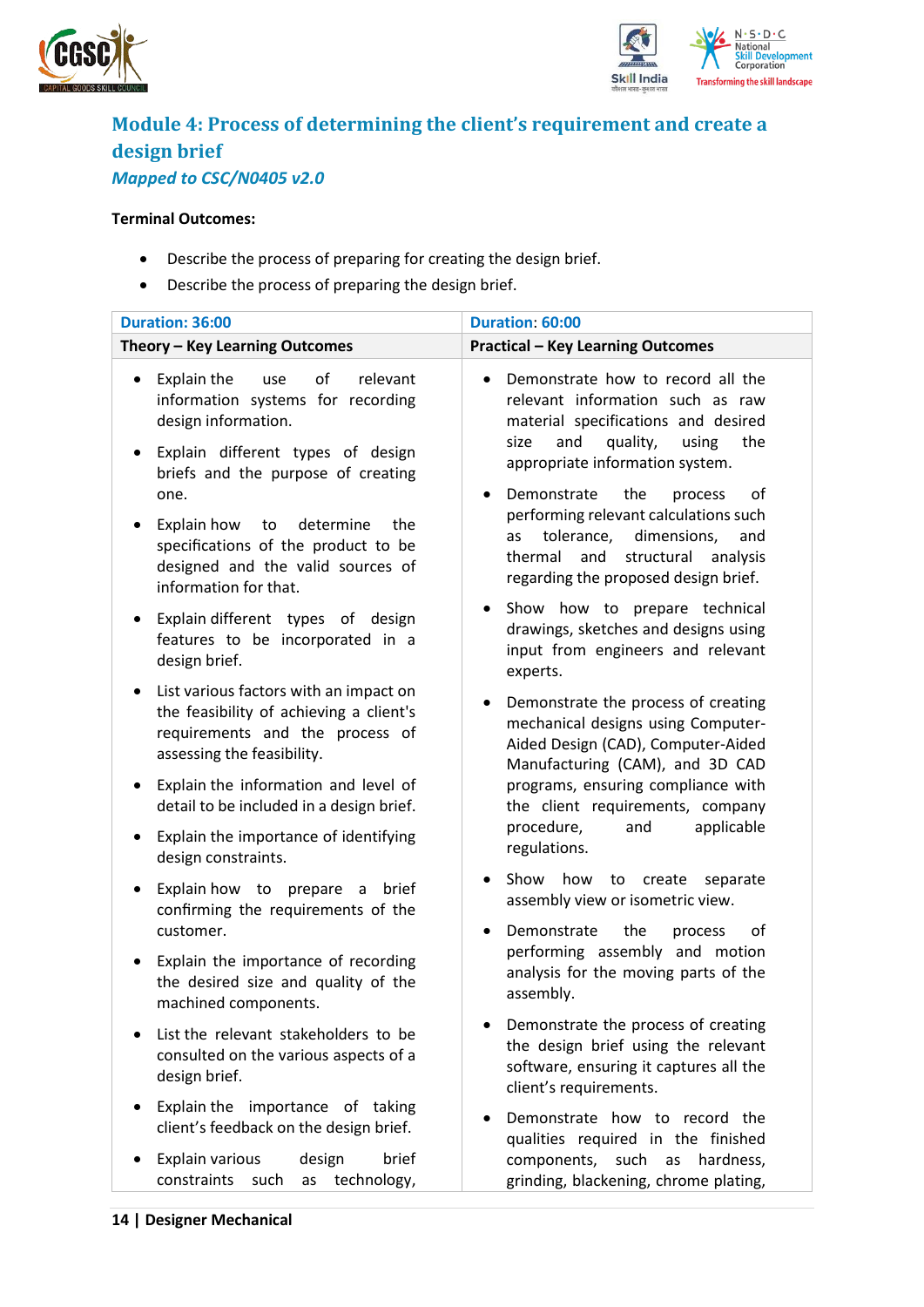## Module 4: Process of determining the client's requirement and create a design brief

*Mapped to CSC/N0405 v2.0*

**Terminal Outcomes:**

- Describe the process of preparing for creating the design brief.
- Describe the process of preparing the design brief.

| Duration: 36:00 | Duration: 60:00 |
|---|---|
| **Theory – Key Learning Outcomes** | **Practical – Key Learning Outcomes** |
| • Explain the use of relevant information systems for recording design information.<br>• Explain different types of design briefs and the purpose of creating one.<br>• Explain how to determine the specifications of the product to be designed and the valid sources of information for that.<br>• Explain different types of design features to be incorporated in a design brief.<br>• List various factors with an impact on the feasibility of achieving a client's requirements and the process of assessing the feasibility.<br>• Explain the information and level of detail to be included in a design brief.<br>• Explain the importance of identifying design constraints.<br>• Explain how to prepare a brief confirming the requirements of the customer.<br>• Explain the importance of recording the desired size and quality of the machined components.<br>• List the relevant stakeholders to be consulted on the various aspects of a design brief.<br>• Explain the importance of taking client's feedback on the design brief.<br>• Explain various design brief constraints such as technology, | • Demonstrate how to record all the relevant information such as raw material specifications and desired size and quality, using the appropriate information system.<br>• Demonstrate the process of performing relevant calculations such as tolerance, dimensions, and thermal and structural analysis regarding the proposed design brief.<br>• Show how to prepare technical drawings, sketches and designs using input from engineers and relevant experts.<br>• Demonstrate the process of creating mechanical designs using Computer-Aided Design (CAD), Computer-Aided Manufacturing (CAM), and 3D CAD programs, ensuring compliance with the client requirements, company procedure, and applicable regulations.<br>• Show how to create separate assembly view or isometric view.<br>• Demonstrate the process of performing assembly and motion analysis for the moving parts of the assembly.<br>• Demonstrate the process of creating the design brief using the relevant software, ensuring it captures all the client's requirements.<br>• Demonstrate how to record the qualities required in the finished components, such as hardness, grinding, blackening, chrome plating, |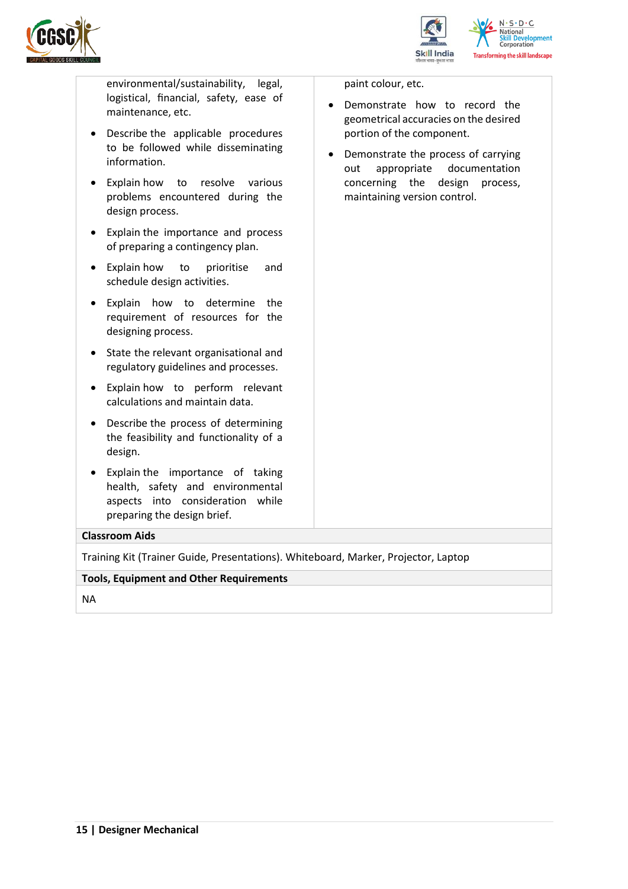| | |
|---|---|
| environmental/sustainability, legal, logistical, financial, safety, ease of maintenance, etc.<br>• Describe the applicable procedures to be followed while disseminating information.<br>• Explain how to resolve various problems encountered during the design process.<br>• Explain the importance and process of preparing a contingency plan.<br>• Explain how to prioritise and schedule design activities.<br>• Explain how to determine the requirement of resources for the designing process.<br>• State the relevant organisational and regulatory guidelines and processes.<br>• Explain how to perform relevant calculations and maintain data.<br>• Describe the process of determining the feasibility and functionality of a design.<br>• Explain the importance of taking health, safety and environmental aspects into consideration while preparing the design brief. | paint colour, etc.<br>• Demonstrate how to record the geometrical accuracies on the desired portion of the component.<br>• Demonstrate the process of carrying out appropriate documentation concerning the design process, maintaining version control. |

**Classroom Aids**

Training Kit (Trainer Guide, Presentations). Whiteboard, Marker, Projector, Laptop

**Tools, Equipment and Other Requirements**

NA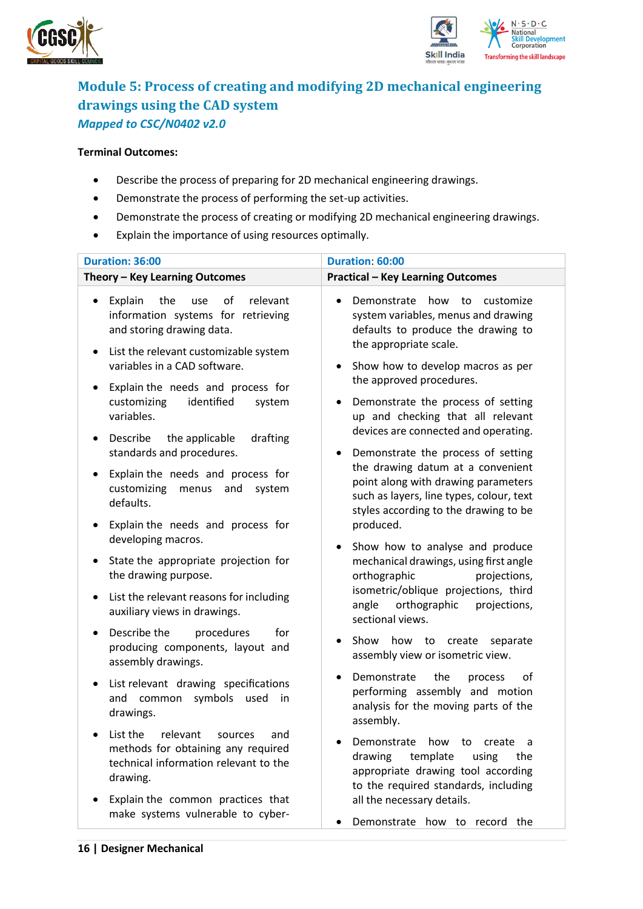## Module 5: Process of creating and modifying 2D mechanical engineering drawings using the CAD system

*Mapped to CSC/N0402 v2.0*

**Terminal Outcomes:**

- Describe the process of preparing for 2D mechanical engineering drawings.
- Demonstrate the process of performing the set-up activities.
- Demonstrate the process of creating or modifying 2D mechanical engineering drawings.
- Explain the importance of using resources optimally.

| Duration: 36:00 | Duration: 60:00 |
|---|---|
| **Theory – Key Learning Outcomes** | **Practical – Key Learning Outcomes** |
| • Explain the use of relevant information systems for retrieving and storing drawing data.<br>• List the relevant customizable system variables in a CAD software.<br>• Explain the needs and process for customizing identified system variables.<br>• Describe the applicable drafting standards and procedures.<br>• Explain the needs and process for customizing menus and system defaults.<br>• Explain the needs and process for developing macros.<br>• State the appropriate projection for the drawing purpose.<br>• List the relevant reasons for including auxiliary views in drawings.<br>• Describe the procedures for producing components, layout and assembly drawings.<br>• List relevant drawing specifications and common symbols used in drawings.<br>• List the relevant sources and methods for obtaining any required technical information relevant to the drawing.<br>• Explain the common practices that make systems vulnerable to cyber- | • Demonstrate how to customize system variables, menus and drawing defaults to produce the drawing to the appropriate scale.<br>• Show how to develop macros as per the approved procedures.<br>• Demonstrate the process of setting up and checking that all relevant devices are connected and operating.<br>• Demonstrate the process of setting the drawing datum at a convenient point along with drawing parameters such as layers, line types, colour, text styles according to the drawing to be produced.<br>• Show how to analyse and produce mechanical drawings, using first angle orthographic projections, isometric/oblique projections, third angle orthographic projections, sectional views.<br>• Show how to create separate assembly view or isometric view.<br>• Demonstrate the process of performing assembly and motion analysis for the moving parts of the assembly.<br>• Demonstrate how to create a drawing template using the appropriate drawing tool according to the required standards, including all the necessary details.<br>• Demonstrate how to record the |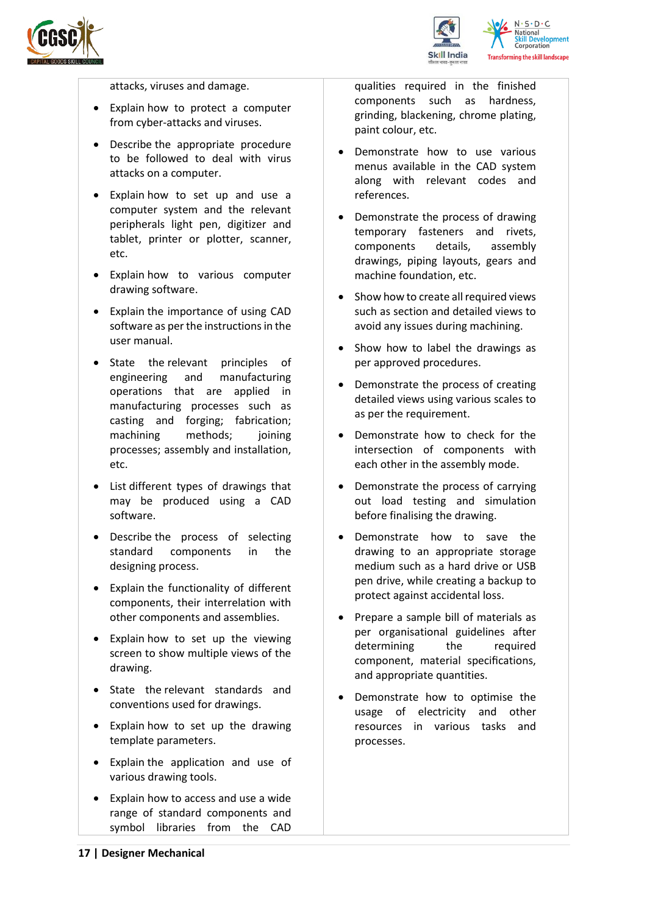| | |
|---|---|
| attacks, viruses and damage.<br>• Explain how to protect a computer from cyber-attacks and viruses.<br>• Describe the appropriate procedure to be followed to deal with virus attacks on a computer.<br>• Explain how to set up and use a computer system and the relevant peripherals light pen, digitizer and tablet, printer or plotter, scanner, etc.<br>• Explain how to various computer drawing software.<br>• Explain the importance of using CAD software as per the instructions in the user manual.<br>• State the relevant principles of engineering and manufacturing operations that are applied in manufacturing processes such as casting and forging; fabrication; machining methods; joining processes; assembly and installation, etc.<br>• List different types of drawings that may be produced using a CAD software.<br>• Describe the process of selecting standard components in the designing process.<br>• Explain the functionality of different components, their interrelation with other components and assemblies.<br>• Explain how to set up the viewing screen to show multiple views of the drawing.<br>• State the relevant standards and conventions used for drawings.<br>• Explain how to set up the drawing template parameters.<br>• Explain the application and use of various drawing tools.<br>• Explain how to access and use a wide range of standard components and symbol libraries from the CAD | qualities required in the finished components such as hardness, grinding, blackening, chrome plating, paint colour, etc.<br>• Demonstrate how to use various menus available in the CAD system along with relevant codes and references.<br>• Demonstrate the process of drawing temporary fasteners and rivets, components details, assembly drawings, piping layouts, gears and machine foundation, etc.<br>• Show how to create all required views such as section and detailed views to avoid any issues during machining.<br>• Show how to label the drawings as per approved procedures.<br>• Demonstrate the process of creating detailed views using various scales to as per the requirement.<br>• Demonstrate how to check for the intersection of components with each other in the assembly mode.<br>• Demonstrate the process of carrying out load testing and simulation before finalising the drawing.<br>• Demonstrate how to save the drawing to an appropriate storage medium such as a hard drive or USB pen drive, while creating a backup to protect against accidental loss.<br>• Prepare a sample bill of materials as per organisational guidelines after determining the required component, material specifications, and appropriate quantities.<br>• Demonstrate how to optimise the usage of electricity and other resources in various tasks and processes. |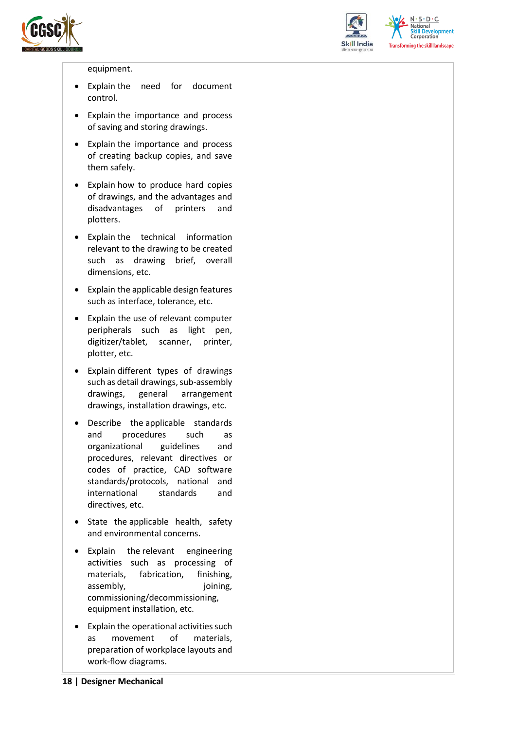| | |
|---|---|
| equipment.<br>• Explain the need for document control.<br>• Explain the importance and process of saving and storing drawings.<br>• Explain the importance and process of creating backup copies, and save them safely.<br>• Explain how to produce hard copies of drawings, and the advantages and disadvantages of printers and plotters.<br>• Explain the technical information relevant to the drawing to be created such as drawing brief, overall dimensions, etc.<br>• Explain the applicable design features such as interface, tolerance, etc.<br>• Explain the use of relevant computer peripherals such as light pen, digitizer/tablet, scanner, printer, plotter, etc.<br>• Explain different types of drawings such as detail drawings, sub-assembly drawings, general arrangement drawings, installation drawings, etc.<br>• Describe the applicable standards and procedures such as organizational guidelines and procedures, relevant directives or codes of practice, CAD software standards/protocols, national and international standards and directives, etc.<br>• State the applicable health, safety and environmental concerns.<br>• Explain the relevant engineering activities such as processing of materials, fabrication, finishing, assembly, joining, commissioning/decommissioning, equipment installation, etc.<br>• Explain the operational activities such as movement of materials, preparation of workplace layouts and work-flow diagrams. | |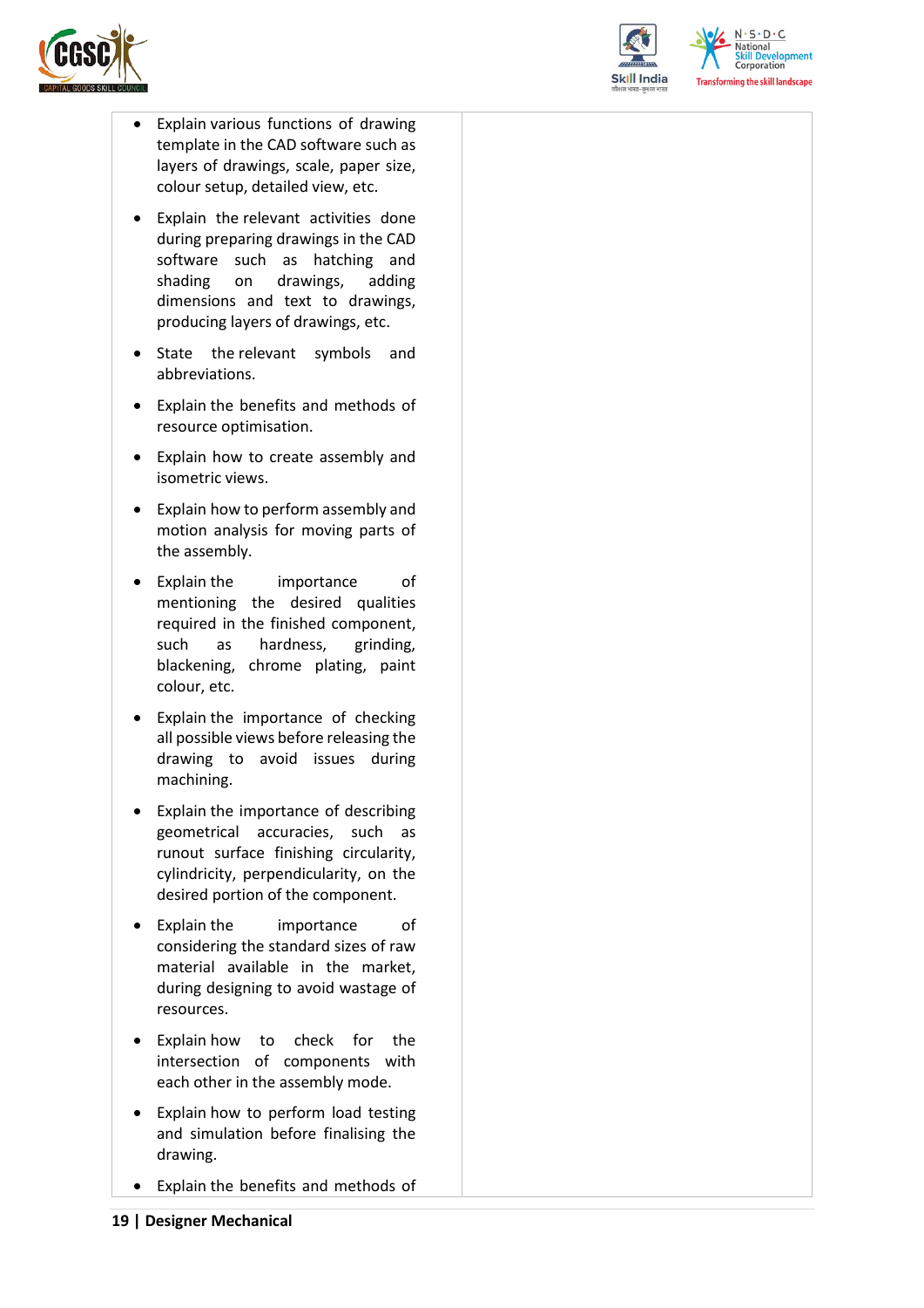| | |
|---|---|
| • Explain various functions of drawing template in the CAD software such as layers of drawings, scale, paper size, colour setup, detailed view, etc.<br>• Explain the relevant activities done during preparing drawings in the CAD software such as hatching and shading on drawings, adding dimensions and text to drawings, producing layers of drawings, etc.<br>• State the relevant symbols and abbreviations.<br>• Explain the benefits and methods of resource optimisation.<br>• Explain how to create assembly and isometric views.<br>• Explain how to perform assembly and motion analysis for moving parts of the assembly.<br>• Explain the importance of mentioning the desired qualities required in the finished component, such as hardness, grinding, blackening, chrome plating, paint colour, etc.<br>• Explain the importance of checking all possible views before releasing the drawing to avoid issues during machining.<br>• Explain the importance of describing geometrical accuracies, such as runout surface finishing circularity, cylindricity, perpendicularity, on the desired portion of the component.<br>• Explain the importance of considering the standard sizes of raw material available in the market, during designing to avoid wastage of resources.<br>• Explain how to check for the intersection of components with each other in the assembly mode.<br>• Explain how to perform load testing and simulation before finalising the drawing.<br>• Explain the benefits and methods of | |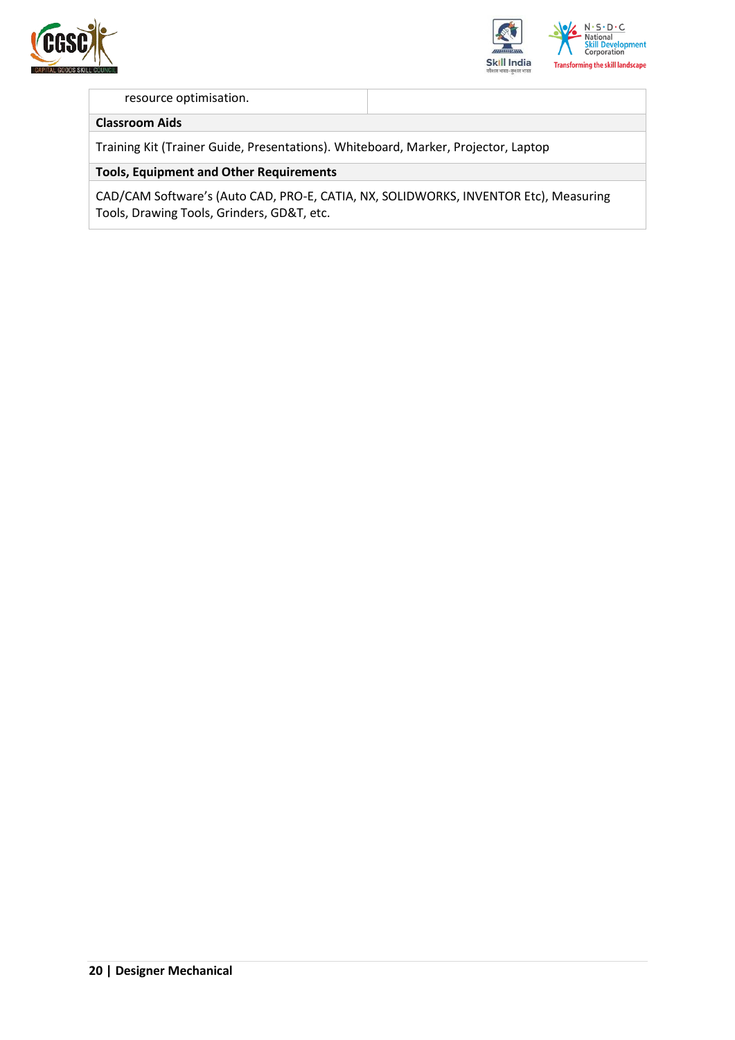| resource optimisation. | |
|---|---|

**Classroom Aids**

Training Kit (Trainer Guide, Presentations). Whiteboard, Marker, Projector, Laptop

**Tools, Equipment and Other Requirements**

CAD/CAM Software's (Auto CAD, PRO-E, CATIA, NX, SOLIDWORKS, INVENTOR Etc), Measuring Tools, Drawing Tools, Grinders, GD&T, etc.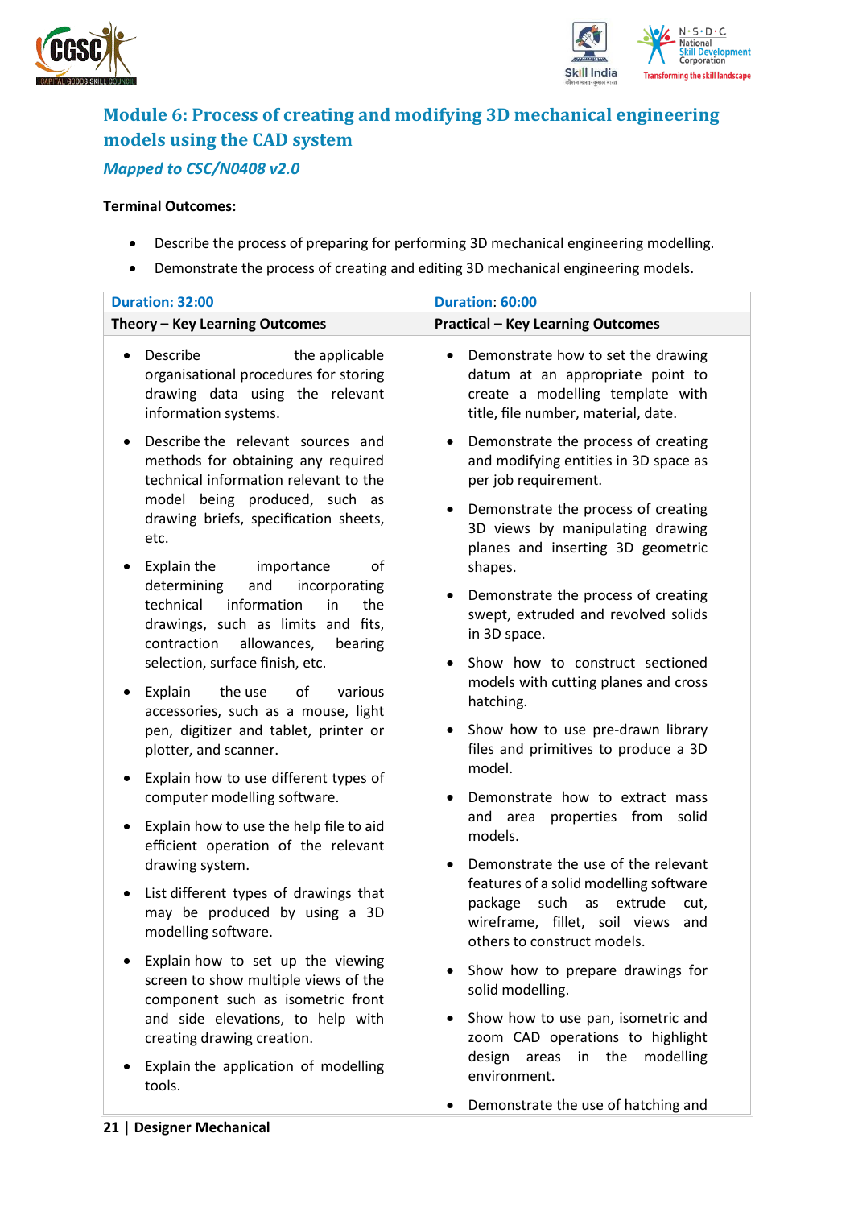## Module 6: Process of creating and modifying 3D mechanical engineering models using the CAD system

***Mapped to CSC/N0408 v2.0***

**Terminal Outcomes:**

- Describe the process of preparing for performing 3D mechanical engineering modelling.
- Demonstrate the process of creating and editing 3D mechanical engineering models.

| Duration: 32:00 | Duration: 60:00 |
|---|---|
| **Theory – Key Learning Outcomes** | **Practical – Key Learning Outcomes** |
| • Describe the applicable organisational procedures for storing drawing data using the relevant information systems.<br>• Describe the relevant sources and methods for obtaining any required technical information relevant to the model being produced, such as drawing briefs, specification sheets, etc.<br>• Explain the importance of determining and incorporating technical information in the drawings, such as limits and fits, contraction allowances, bearing selection, surface finish, etc.<br>• Explain the use of various accessories, such as a mouse, light pen, digitizer and tablet, printer or plotter, and scanner.<br>• Explain how to use different types of computer modelling software.<br>• Explain how to use the help file to aid efficient operation of the relevant drawing system.<br>• List different types of drawings that may be produced by using a 3D modelling software.<br>• Explain how to set up the viewing screen to show multiple views of the component such as isometric front and side elevations, to help with creating drawing creation.<br>• Explain the application of modelling tools. | • Demonstrate how to set the drawing datum at an appropriate point to create a modelling template with title, file number, material, date.<br>• Demonstrate the process of creating and modifying entities in 3D space as per job requirement.<br>• Demonstrate the process of creating 3D views by manipulating drawing planes and inserting 3D geometric shapes.<br>• Demonstrate the process of creating swept, extruded and revolved solids in 3D space.<br>• Show how to construct sectioned models with cutting planes and cross hatching.<br>• Show how to use pre-drawn library files and primitives to produce a 3D model.<br>• Demonstrate how to extract mass and area properties from solid models.<br>• Demonstrate the use of the relevant features of a solid modelling software package such as extrude cut, wireframe, fillet, soil views and others to construct models.<br>• Show how to prepare drawings for solid modelling.<br>• Show how to use pan, isometric and zoom CAD operations to highlight design areas in the modelling environment.<br>• Demonstrate the use of hatching and |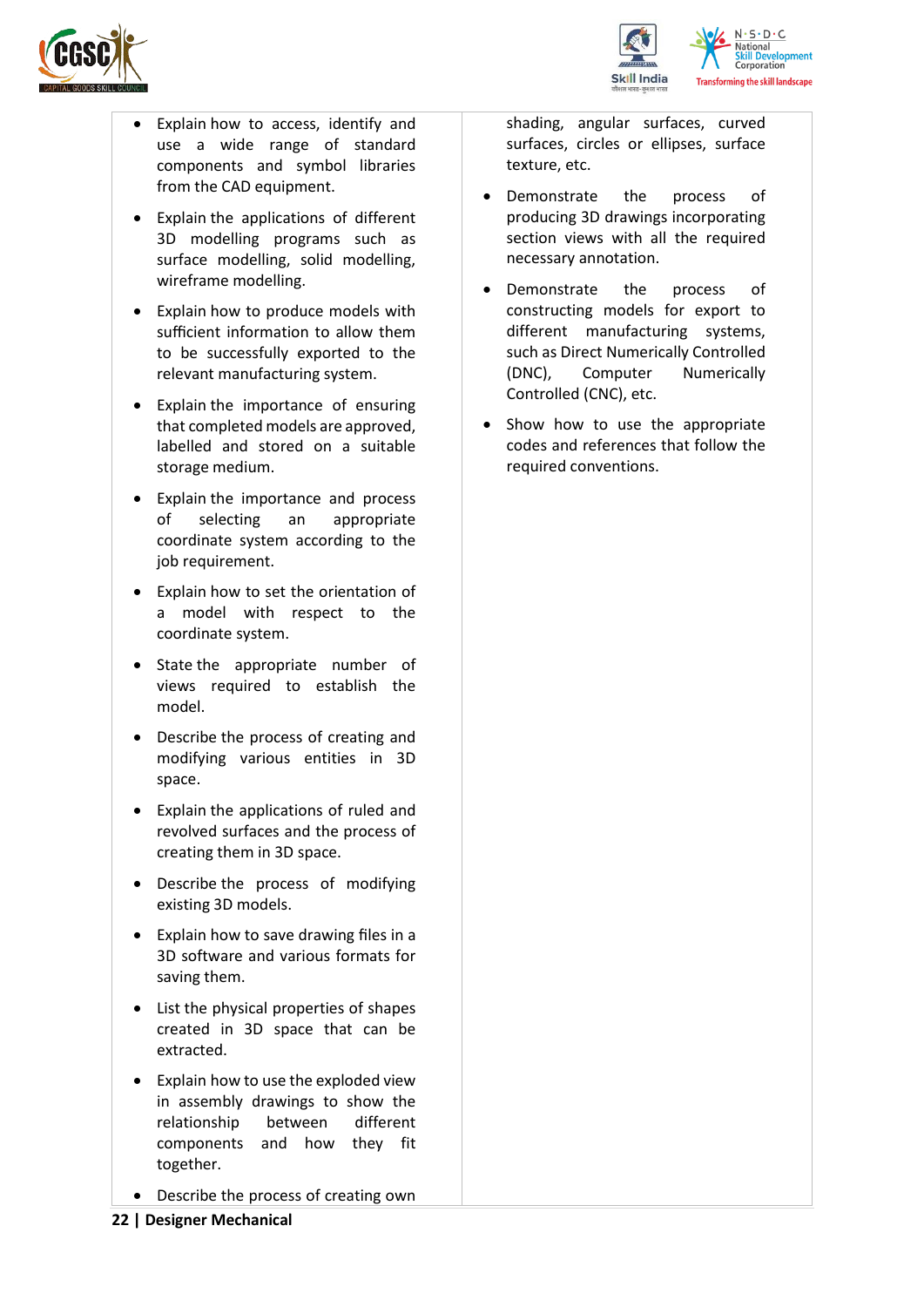| | |
|---|---|
| • Explain how to access, identify and use a wide range of standard components and symbol libraries from the CAD equipment.<br>• Explain the applications of different 3D modelling programs such as surface modelling, solid modelling, wireframe modelling.<br>• Explain how to produce models with sufficient information to allow them to be successfully exported to the relevant manufacturing system.<br>• Explain the importance of ensuring that completed models are approved, labelled and stored on a suitable storage medium.<br>• Explain the importance and process of selecting an appropriate coordinate system according to the job requirement.<br>• Explain how to set the orientation of a model with respect to the coordinate system.<br>• State the appropriate number of views required to establish the model.<br>• Describe the process of creating and modifying various entities in 3D space.<br>• Explain the applications of ruled and revolved surfaces and the process of creating them in 3D space.<br>• Describe the process of modifying existing 3D models.<br>• Explain how to save drawing files in a 3D software and various formats for saving them.<br>• List the physical properties of shapes created in 3D space that can be extracted.<br>• Explain how to use the exploded view in assembly drawings to show the relationship between different components and how they fit together.<br>• Describe the process of creating own | shading, angular surfaces, curved surfaces, circles or ellipses, surface texture, etc.<br>• Demonstrate the process of producing 3D drawings incorporating section views with all the required necessary annotation.<br>• Demonstrate the process of constructing models for export to different manufacturing systems, such as Direct Numerically Controlled (DNC), Computer Numerically Controlled (CNC), etc.<br>• Show how to use the appropriate codes and references that follow the required conventions. |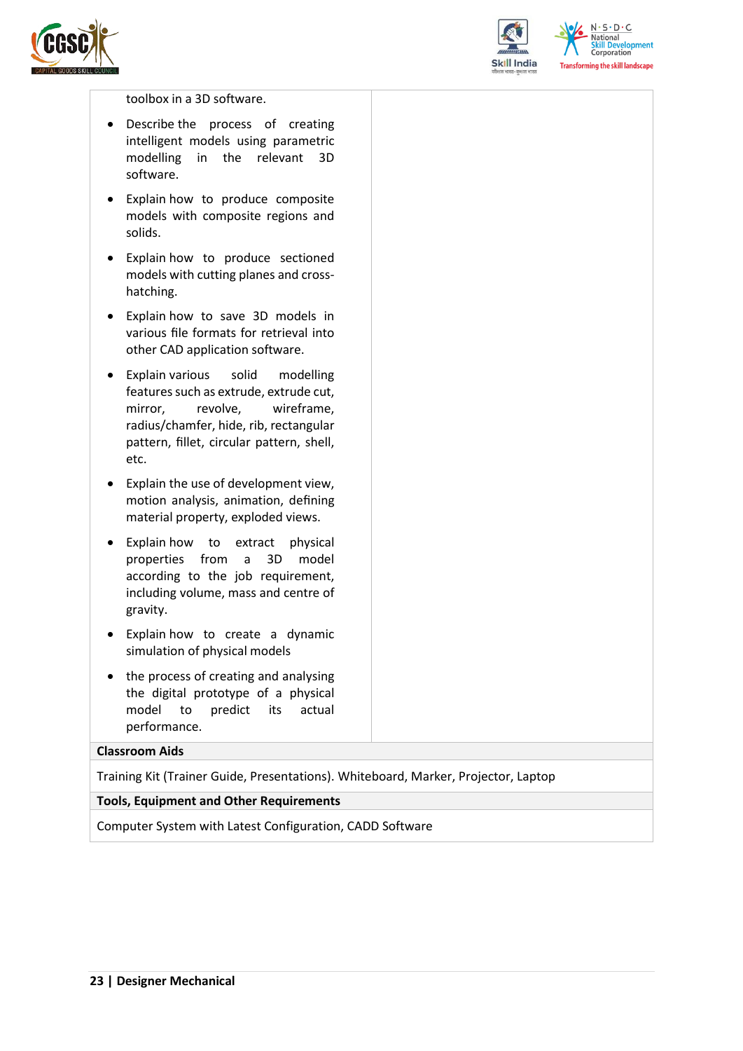| | |
|---|---|
| toolbox in a 3D software.<br>• Describe the process of creating intelligent models using parametric modelling in the relevant 3D software.<br>• Explain how to produce composite models with composite regions and solids.<br>• Explain how to produce sectioned models with cutting planes and cross-hatching.<br>• Explain how to save 3D models in various file formats for retrieval into other CAD application software.<br>• Explain various solid modelling features such as extrude, extrude cut, mirror, revolve, wireframe, radius/chamfer, hide, rib, rectangular pattern, fillet, circular pattern, shell, etc.<br>• Explain the use of development view, motion analysis, animation, defining material property, exploded views.<br>• Explain how to extract physical properties from a 3D model according to the job requirement, including volume, mass and centre of gravity.<br>• Explain how to create a dynamic simulation of physical models<br>• the process of creating and analysing the digital prototype of a physical model to predict its actual performance. | |
| **Classroom Aids** | |
| Training Kit (Trainer Guide, Presentations). Whiteboard, Marker, Projector, Laptop | |
| **Tools, Equipment and Other Requirements** | |
| Computer System with Latest Configuration, CADD Software | |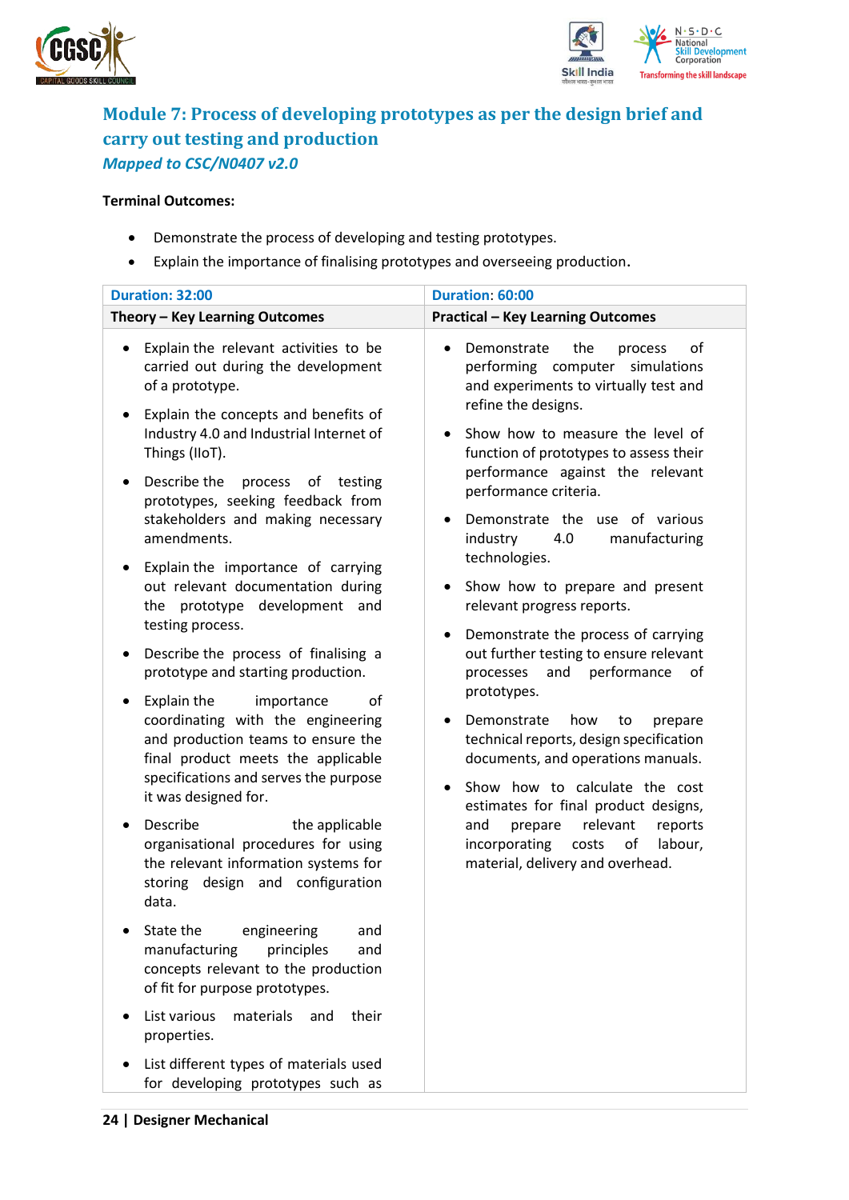## Module 7: Process of developing prototypes as per the design brief and carry out testing and production

***Mapped to CSC/N0407 v2.0***

**Terminal Outcomes:**

- Demonstrate the process of developing and testing prototypes.
- Explain the importance of finalising prototypes and overseeing production.

| Duration: 32:00 | Duration: 60:00 |
|---|---|
| **Theory – Key Learning Outcomes** | **Practical – Key Learning Outcomes** |
| • Explain the relevant activities to be carried out during the development of a prototype.<br>• Explain the concepts and benefits of Industry 4.0 and Industrial Internet of Things (IIoT).<br>• Describe the process of testing prototypes, seeking feedback from stakeholders and making necessary amendments.<br>• Explain the importance of carrying out relevant documentation during the prototype development and testing process.<br>• Describe the process of finalising a prototype and starting production.<br>• Explain the importance of coordinating with the engineering and production teams to ensure the final product meets the applicable specifications and serves the purpose it was designed for.<br>• Describe the applicable organisational procedures for using the relevant information systems for storing design and configuration data.<br>• State the engineering and manufacturing principles and concepts relevant to the production of fit for purpose prototypes.<br>• List various materials and their properties.<br>• List different types of materials used for developing prototypes such as | • Demonstrate the process of performing computer simulations and experiments to virtually test and refine the designs.<br>• Show how to measure the level of function of prototypes to assess their performance against the relevant performance criteria.<br>• Demonstrate the use of various industry 4.0 manufacturing technologies.<br>• Show how to prepare and present relevant progress reports.<br>• Demonstrate the process of carrying out further testing to ensure relevant processes and performance of prototypes.<br>• Demonstrate how to prepare technical reports, design specification documents, and operations manuals.<br>• Show how to calculate the cost estimates for final product designs, and prepare relevant reports incorporating costs of labour, material, delivery and overhead. |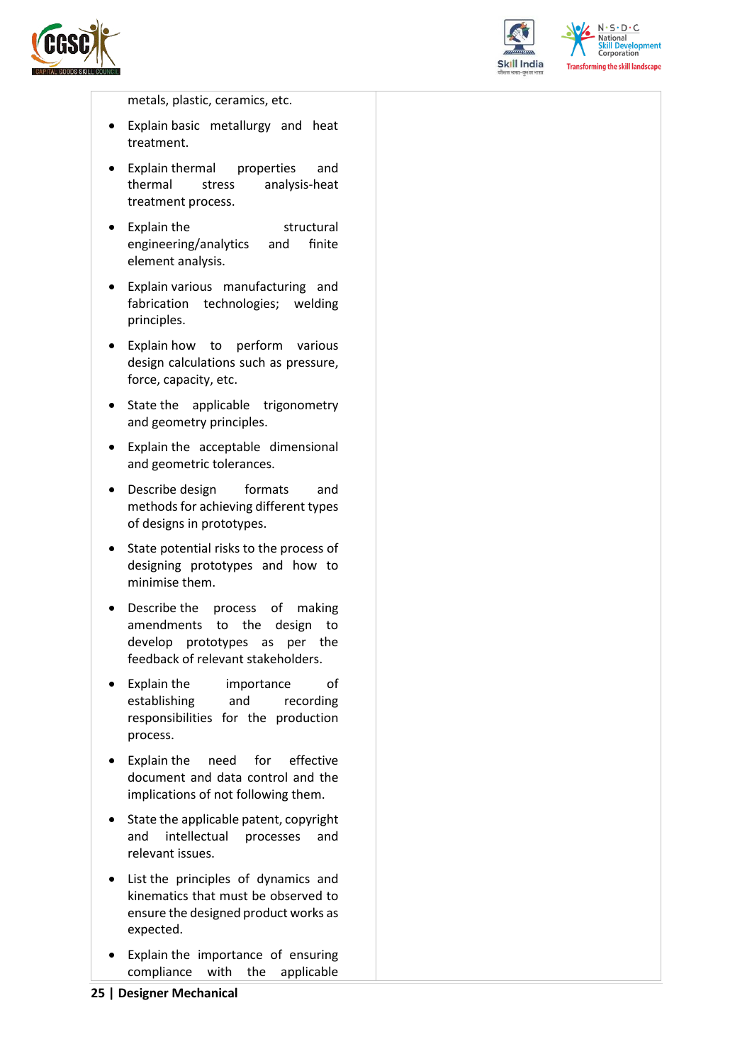| | |
|---|---|
| metals, plastic, ceramics, etc.<br>• Explain basic metallurgy and heat treatment.<br>• Explain thermal properties and thermal stress analysis-heat treatment process.<br>• Explain the structural engineering/analytics and finite element analysis.<br>• Explain various manufacturing and fabrication technologies; welding principles.<br>• Explain how to perform various design calculations such as pressure, force, capacity, etc.<br>• State the applicable trigonometry and geometry principles.<br>• Explain the acceptable dimensional and geometric tolerances.<br>• Describe design formats and methods for achieving different types of designs in prototypes.<br>• State potential risks to the process of designing prototypes and how to minimise them.<br>• Describe the process of making amendments to the design to develop prototypes as per the feedback of relevant stakeholders.<br>• Explain the importance of establishing and recording responsibilities for the production process.<br>• Explain the need for effective document and data control and the implications of not following them.<br>• State the applicable patent, copyright and intellectual processes and relevant issues.<br>• List the principles of dynamics and kinematics that must be observed to ensure the designed product works as expected.<br>• Explain the importance of ensuring compliance with the applicable | |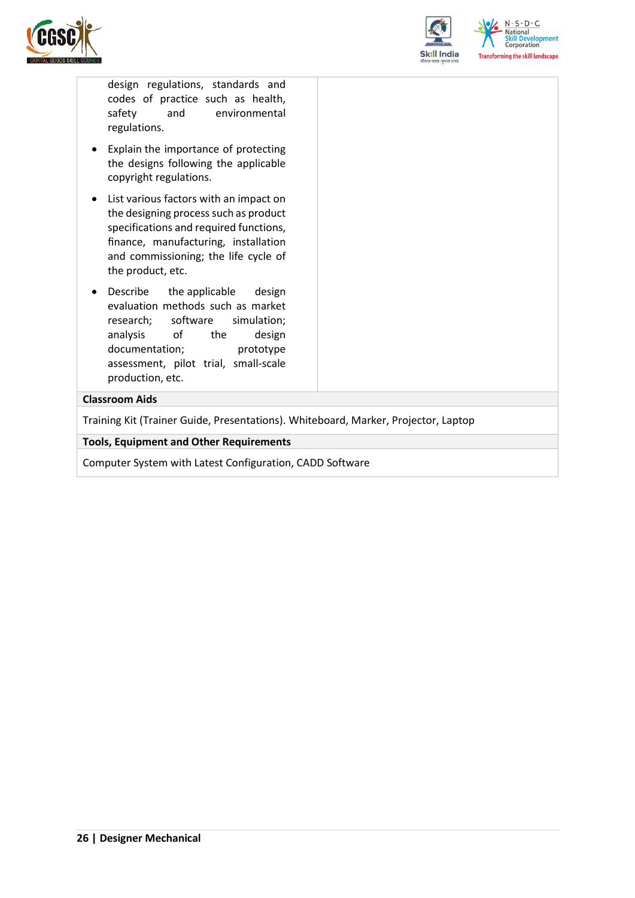| | |
|---|---|
| design regulations, standards and codes of practice such as health, safety and environmental regulations.<br>• Explain the importance of protecting the designs following the applicable copyright regulations.<br>• List various factors with an impact on the designing process such as product specifications and required functions, finance, manufacturing, installation and commissioning; the life cycle of the product, etc.<br>• Describe the applicable design evaluation methods such as market research; software simulation; analysis of the design documentation; prototype assessment, pilot trial, small-scale production, etc. | |

| **Classroom Aids** |
|---|
| Training Kit (Trainer Guide, Presentations). Whiteboard, Marker, Projector, Laptop |

| **Tools, Equipment and Other Requirements** |
|---|
| Computer System with Latest Configuration, CADD Software |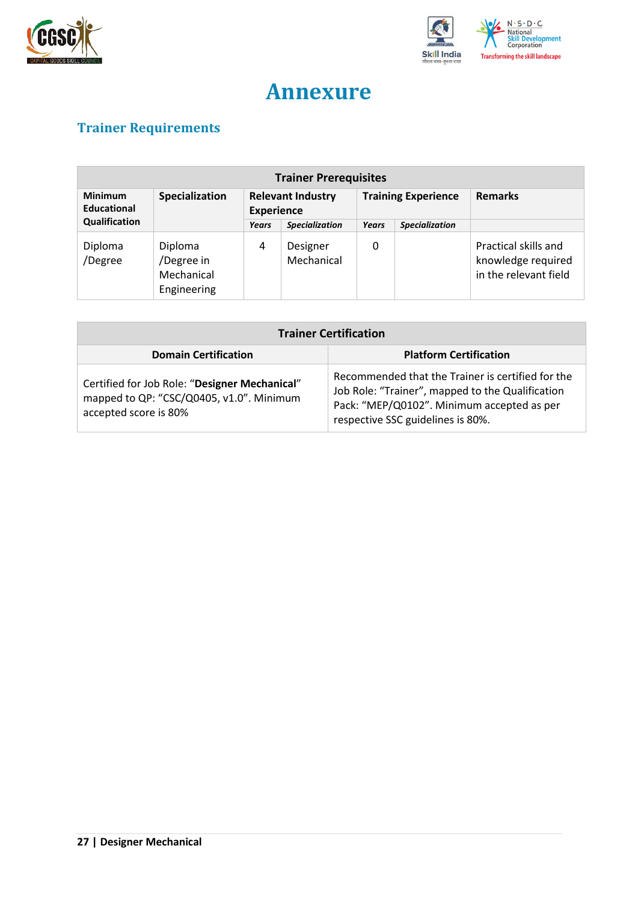# Annexure

## Trainer Requirements

| Trainer Prerequisites | | | | | | |
|---|---|---|---|---|---|---|
| **Minimum Educational Qualification** | **Specialization** | **Relevant Industry Experience** | | **Training Experience** | | **Remarks** |
| | | ***Years*** | ***Specialization*** | ***Years*** | ***Specialization*** | |
| Diploma /Degree | Diploma /Degree in Mechanical Engineering | 4 | Designer Mechanical | 0 | | Practical skills and knowledge required in the relevant field |

| Trainer Certification | |
|---|---|
| **Domain Certification** | **Platform Certification** |
| Certified for Job Role: "**Designer Mechanical**" mapped to QP: "CSC/Q0405, v1.0". Minimum accepted score is 80% | Recommended that the Trainer is certified for the Job Role: "Trainer", mapped to the Qualification Pack: "MEP/Q0102". Minimum accepted as per respective SSC guidelines is 80%. |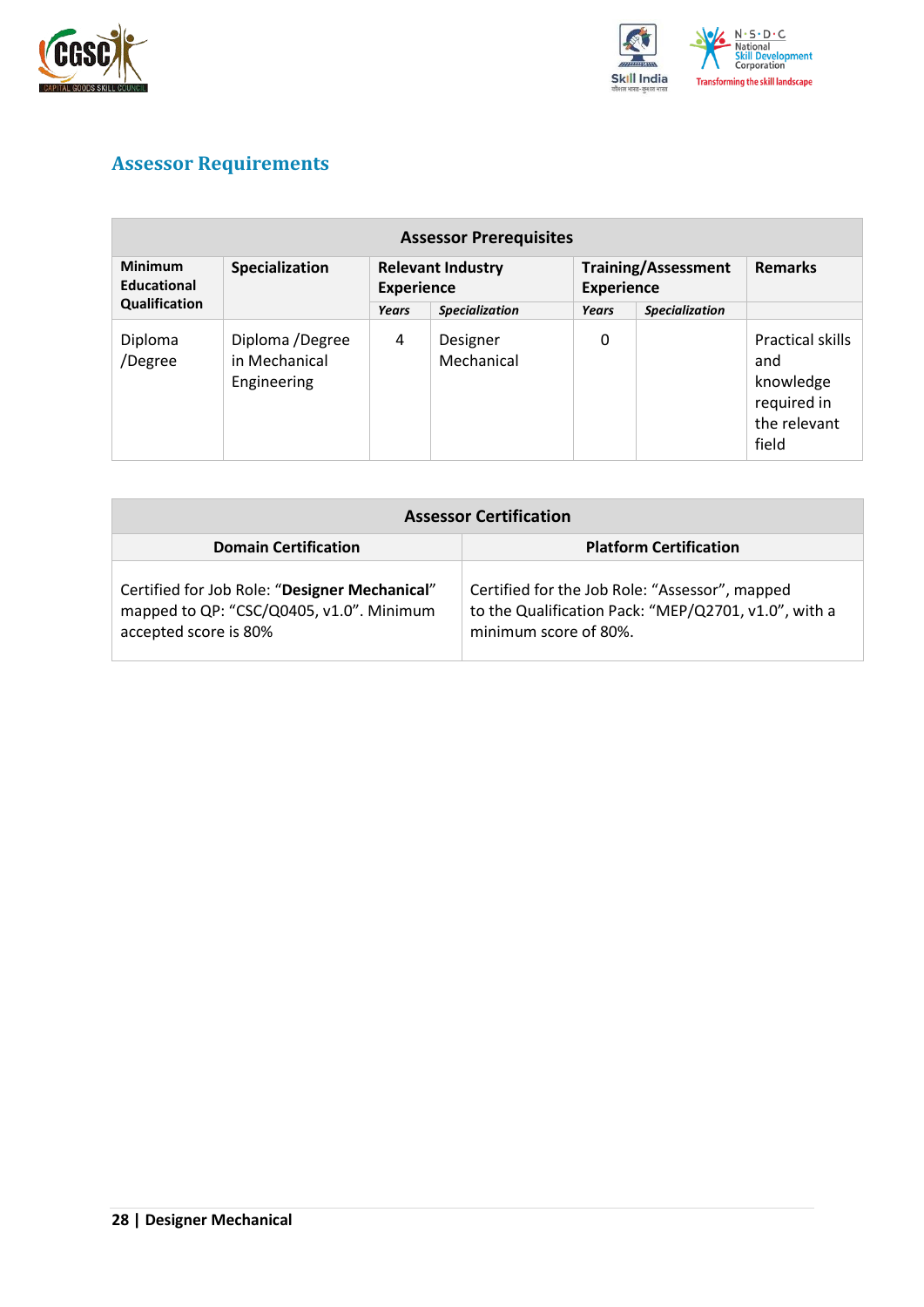## Assessor Requirements

| Assessor Prerequisites | | | | | | |
|---|---|---|---|---|---|---|
| **Minimum Educational Qualification** | **Specialization** | **Relevant Industry Experience** | | **Training/Assessment Experience** | | **Remarks** |
| | | ***Years*** | ***Specialization*** | ***Years*** | ***Specialization*** | |
| Diploma /Degree | Diploma /Degree in Mechanical Engineering | 4 | Designer Mechanical | 0 | | Practical skills and knowledge required in the relevant field |

| Assessor Certification | |
|---|---|
| **Domain Certification** | **Platform Certification** |
| Certified for Job Role: "**Designer Mechanical**" mapped to QP: "CSC/Q0405, v1.0". Minimum accepted score is 80% | Certified for the Job Role: "Assessor", mapped to the Qualification Pack: "MEP/Q2701, v1.0", with a minimum score of 80%. |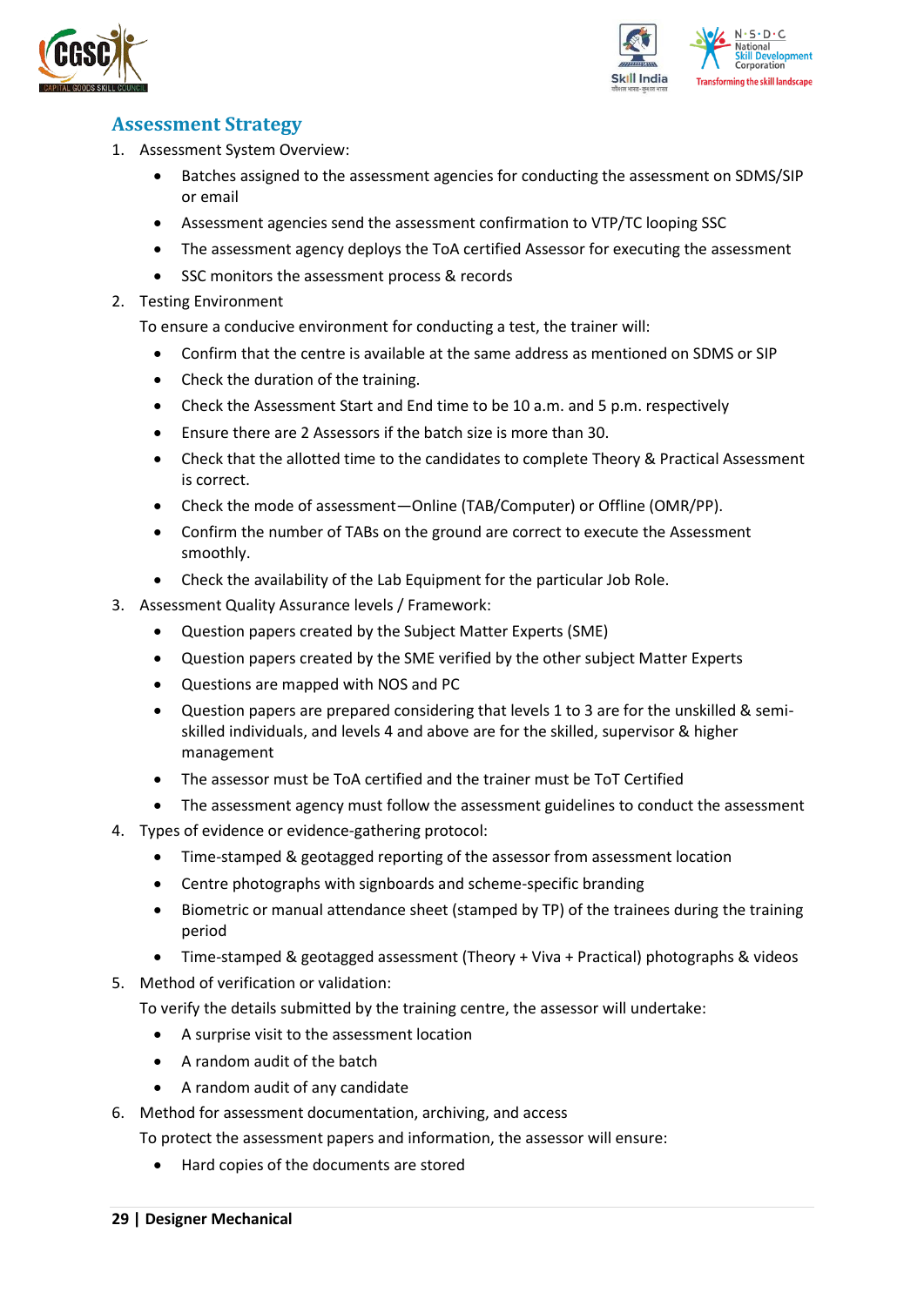## Assessment Strategy

1. Assessment System Overview:
    - Batches assigned to the assessment agencies for conducting the assessment on SDMS/SIP or email
    - Assessment agencies send the assessment confirmation to VTP/TC looping SSC
    - The assessment agency deploys the ToA certified Assessor for executing the assessment
    - SSC monitors the assessment process & records
2. Testing Environment

    To ensure a conducive environment for conducting a test, the trainer will:
    - Confirm that the centre is available at the same address as mentioned on SDMS or SIP
    - Check the duration of the training.
    - Check the Assessment Start and End time to be 10 a.m. and 5 p.m. respectively
    - Ensure there are 2 Assessors if the batch size is more than 30.
    - Check that the allotted time to the candidates to complete Theory & Practical Assessment is correct.
    - Check the mode of assessment—Online (TAB/Computer) or Offline (OMR/PP).
    - Confirm the number of TABs on the ground are correct to execute the Assessment smoothly.
    - Check the availability of the Lab Equipment for the particular Job Role.
3. Assessment Quality Assurance levels / Framework:
    - Question papers created by the Subject Matter Experts (SME)
    - Question papers created by the SME verified by the other subject Matter Experts
    - Questions are mapped with NOS and PC
    - Question papers are prepared considering that levels 1 to 3 are for the unskilled & semi-skilled individuals, and levels 4 and above are for the skilled, supervisor & higher management
    - The assessor must be ToA certified and the trainer must be ToT Certified
    - The assessment agency must follow the assessment guidelines to conduct the assessment
4. Types of evidence or evidence-gathering protocol:
    - Time-stamped & geotagged reporting of the assessor from assessment location
    - Centre photographs with signboards and scheme-specific branding
    - Biometric or manual attendance sheet (stamped by TP) of the trainees during the training period
    - Time-stamped & geotagged assessment (Theory + Viva + Practical) photographs & videos
5. Method of verification or validation:

    To verify the details submitted by the training centre, the assessor will undertake:
    - A surprise visit to the assessment location
    - A random audit of the batch
    - A random audit of any candidate
6. Method for assessment documentation, archiving, and access

    To protect the assessment papers and information, the assessor will ensure:
    - Hard copies of the documents are stored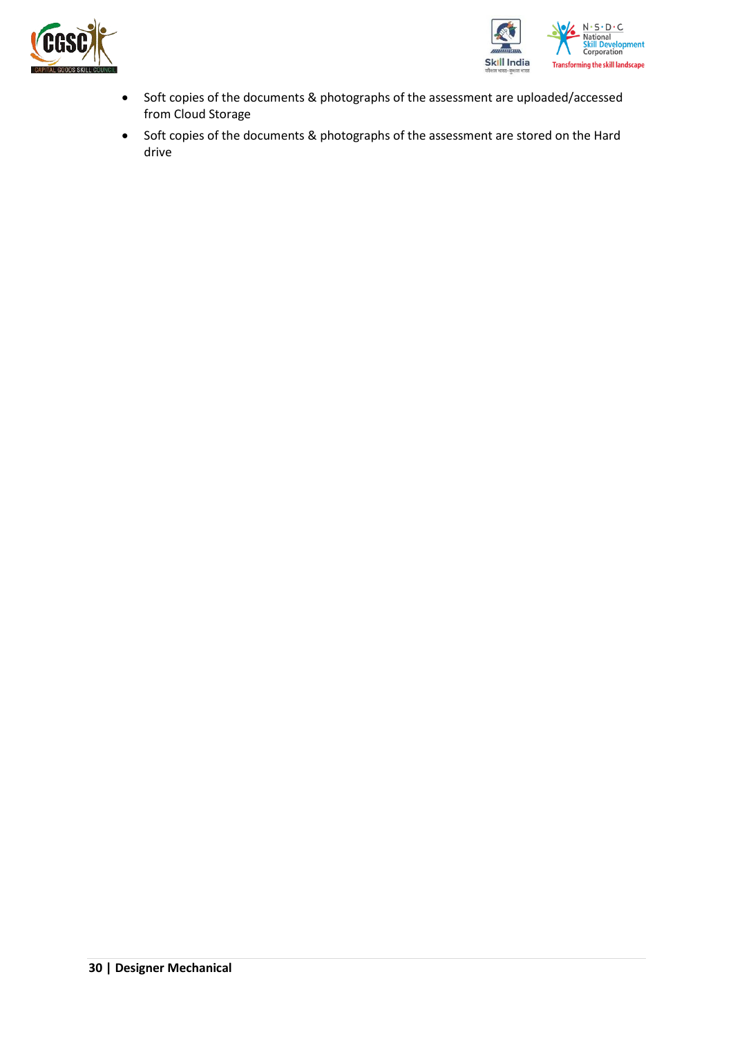- Soft copies of the documents & photographs of the assessment are uploaded/accessed from Cloud Storage
- Soft copies of the documents & photographs of the assessment are stored on the Hard drive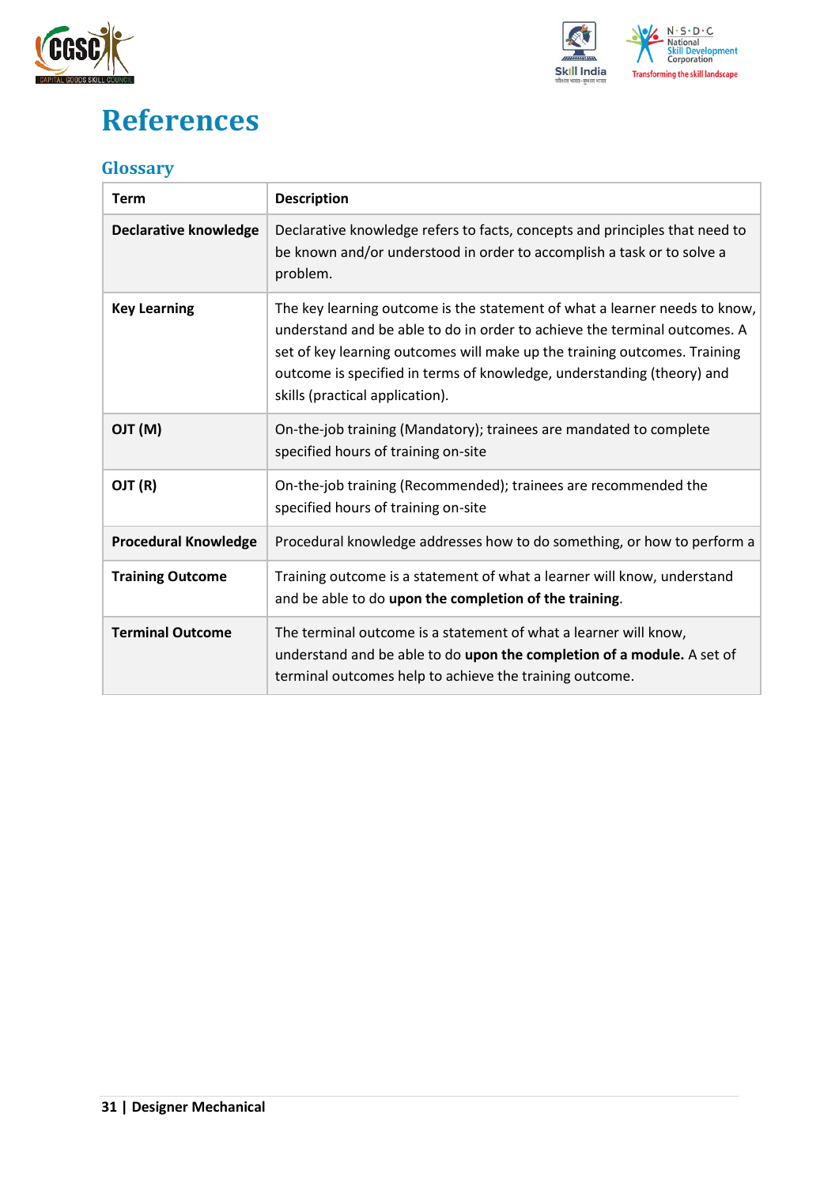# References

## Glossary

| Term | Description |
|---|---|
| **Declarative knowledge** | Declarative knowledge refers to facts, concepts and principles that need to be known and/or understood in order to accomplish a task or to solve a problem. |
| **Key Learning** | The key learning outcome is the statement of what a learner needs to know, understand and be able to do in order to achieve the terminal outcomes. A set of key learning outcomes will make up the training outcomes. Training outcome is specified in terms of knowledge, understanding (theory) and skills (practical application). |
| **OJT (M)** | On-the-job training (Mandatory); trainees are mandated to complete specified hours of training on-site |
| **OJT (R)** | On-the-job training (Recommended); trainees are recommended the specified hours of training on-site |
| **Procedural Knowledge** | Procedural knowledge addresses how to do something, or how to perform a |
| **Training Outcome** | Training outcome is a statement of what a learner will know, understand and be able to do **upon the completion of the training**. |
| **Terminal Outcome** | The terminal outcome is a statement of what a learner will know, understand and be able to do **upon the completion of a module.** A set of terminal outcomes help to achieve the training outcome. |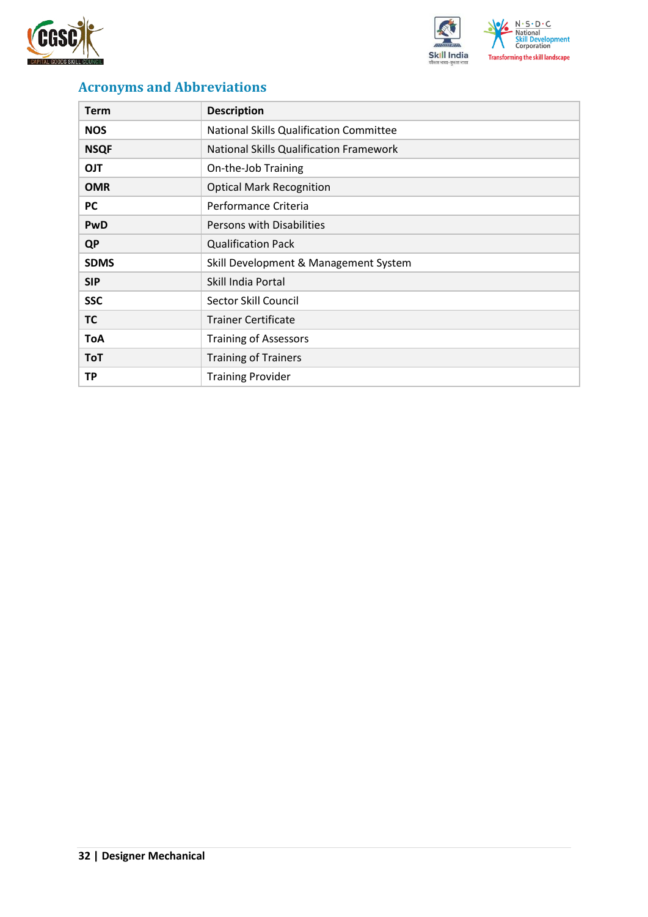## Acronyms and Abbreviations

| Term | Description |
|---|---|
| **NOS** | National Skills Qualification Committee |
| **NSQF** | National Skills Qualification Framework |
| **OJT** | On-the-Job Training |
| **OMR** | Optical Mark Recognition |
| **PC** | Performance Criteria |
| **PwD** | Persons with Disabilities |
| **QP** | Qualification Pack |
| **SDMS** | Skill Development & Management System |
| **SIP** | Skill India Portal |
| **SSC** | Sector Skill Council |
| **TC** | Trainer Certificate |
| **ToA** | Training of Assessors |
| **ToT** | Training of Trainers |
| **TP** | Training Provider |